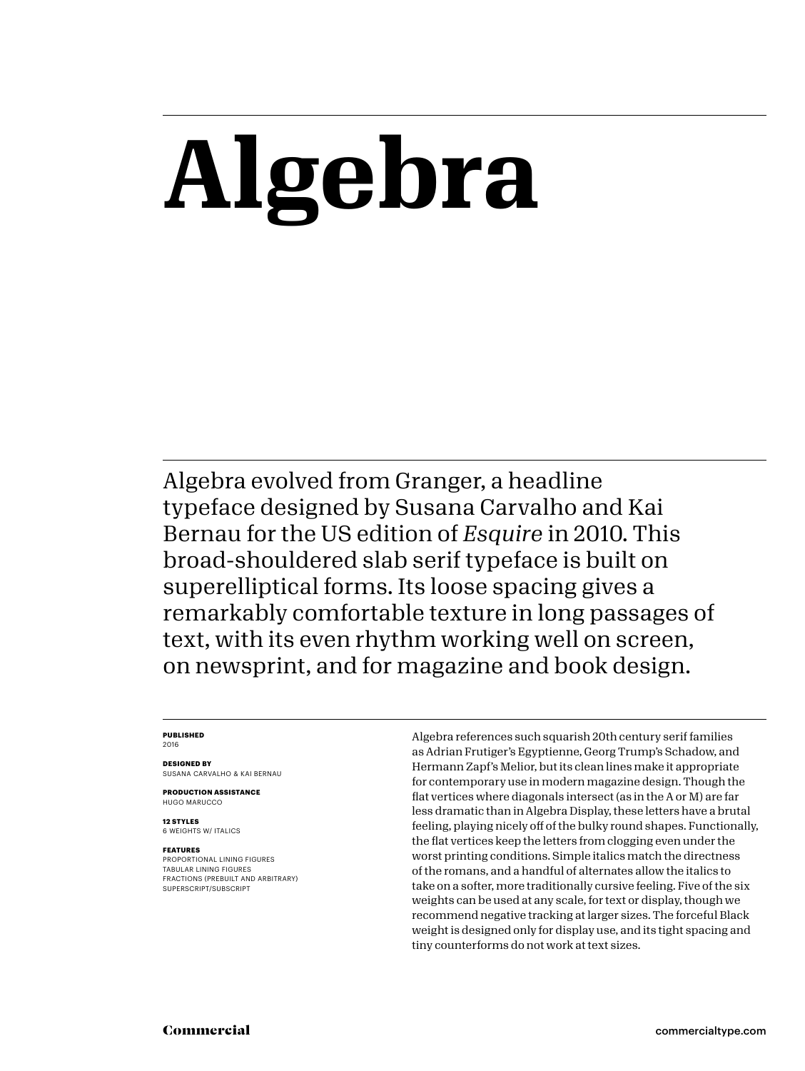# Algebra

Algebra evolved from Granger, a headline typeface designed by Susana Carvalho and Kai Bernau for the US edition of *Esquire* in 2010. This broad-shouldered slab serif typeface is built on superelliptical forms. Its loose spacing gives a remarkably comfortable texture in long passages of text, with its even rhythm working well on screen, on newsprint, and for magazine and book design.

**PUBLISHED**
2016

**DESIGNED BY**
SUSANA CARVALHO & KAI BERNAU

**PRODUCTION ASSISTANCE**
HUGO MARUCCO

**12 STYLES**
6 WEIGHTS W/ ITALICS

**FEATURES**
PROPORTIONAL LINING FIGURES
TABULAR LINING FIGURES
FRACTIONS (PREBUILT AND ARBITRARY)
SUPERSCRIPT/SUBSCRIPT

Algebra references such squarish 20th century serif families as Adrian Frutiger's Egyptienne, Georg Trump's Schadow, and Hermann Zapf's Melior, but its clean lines make it appropriate for contemporary use in modern magazine design. Though the flat vertices where diagonals intersect (as in the A or M) are far less dramatic than in Algebra Display, these letters have a brutal feeling, playing nicely off of the bulky round shapes. Functionally, the flat vertices keep the letters from clogging even under the worst printing conditions. Simple italics match the directness of the romans, and a handful of alternates allow the italics to take on a softer, more traditionally cursive feeling. Five of the six weights can be used at any scale, for text or display, though we recommend negative tracking at larger sizes. The forceful Black weight is designed only for display use, and its tight spacing and tiny counterforms do not work at text sizes.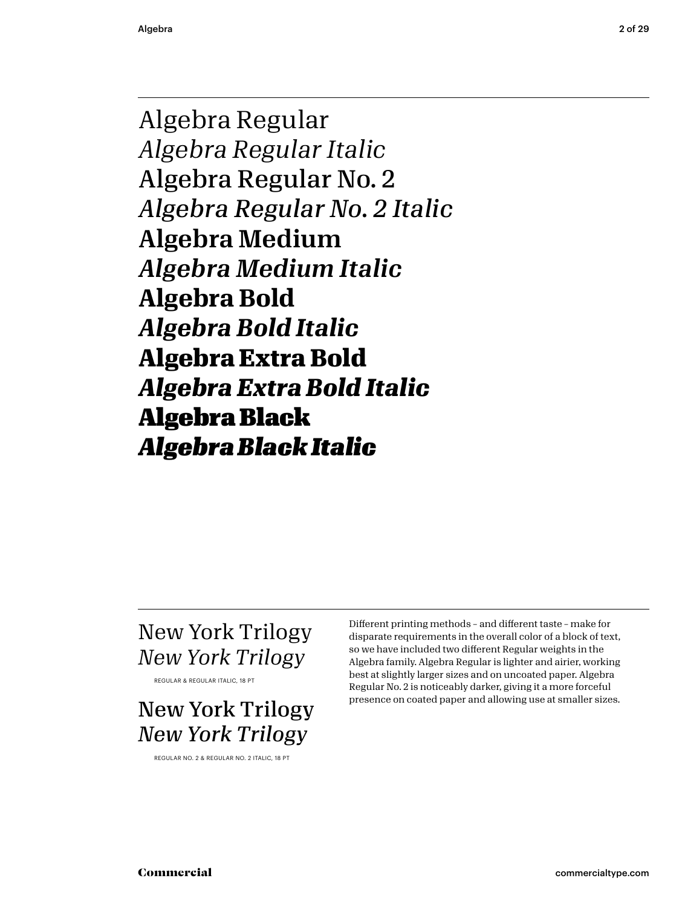Algebra Regular

*Algebra Regular Italic*

Algebra Regular No. 2

*Algebra Regular No. 2 Italic*

**Algebra Medium**

***Algebra Medium Italic***

**Algebra Bold**

***Algebra Bold Italic***

**Algebra Extra Bold**

***Algebra Extra Bold Italic***

**Algebra Black**

***Algebra Black Italic***

---

New York Trilogy

*New York Trilogy*

REGULAR & REGULAR ITALIC, 18 PT

New York Trilogy

*New York Trilogy*

REGULAR NO. 2 & REGULAR NO. 2 ITALIC, 18 PT

Different printing methods – and different taste – make for disparate requirements in the overall color of a block of text, so we have included two different Regular weights in the Algebra family. Algebra Regular is lighter and airier, working best at slightly larger sizes and on uncoated paper. Algebra Regular No. 2 is noticeably darker, giving it a more forceful presence on coated paper and allowing use at smaller sizes.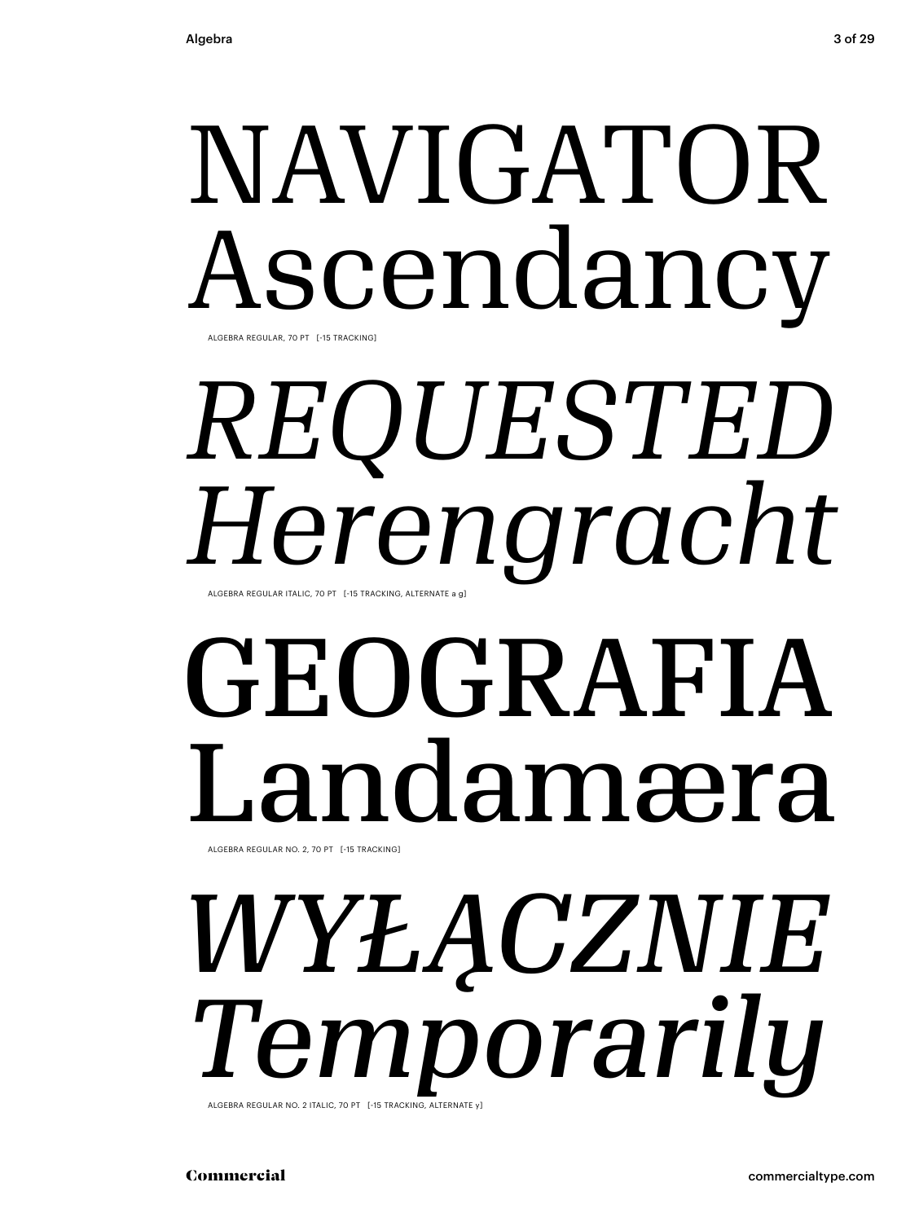NAVIGATOR
Ascendancy

ALGEBRA REGULAR, 70 PT [-15 TRACKING]

*REQUESTED*
*Herengracht*

ALGEBRA REGULAR ITALIC, 70 PT [-15 TRACKING, ALTERNATE a g]

GEOGRAFIA
Landamæra

ALGEBRA REGULAR NO. 2, 70 PT [-15 TRACKING]

*WYŁĄCZNIE*
*Temporarily*

ALGEBRA REGULAR NO. 2 ITALIC, 70 PT [-15 TRACKING, ALTERNATE y]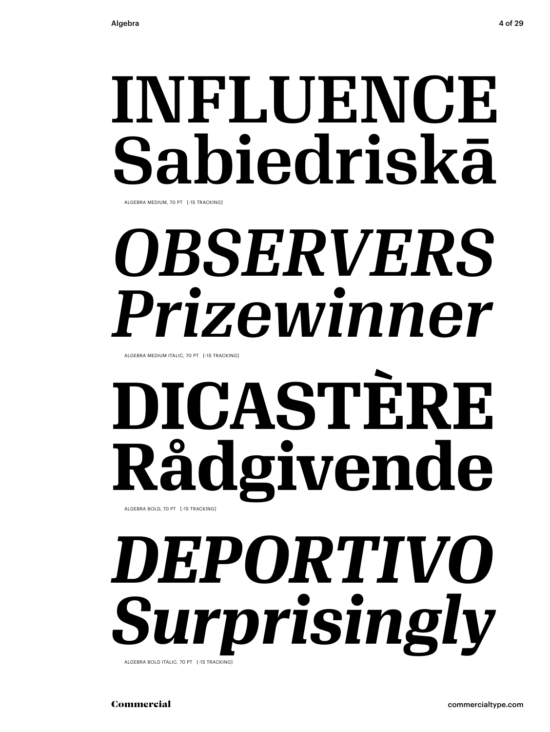# INFLUENCE Sabiedriskā

ALGEBRA MEDIUM, 70 PT [-15 TRACKING]

# *OBSERVERS Prizewinner*

ALGEBRA MEDIUM ITALIC, 70 PT [-15 TRACKING]

# **DICASTÈRE Rådgivende**

ALGEBRA BOLD, 70 PT [-15 TRACKING]

# ***DEPORTIVO Surprisingly***

ALGEBRA BOLD ITALIC, 70 PT [-15 TRACKING]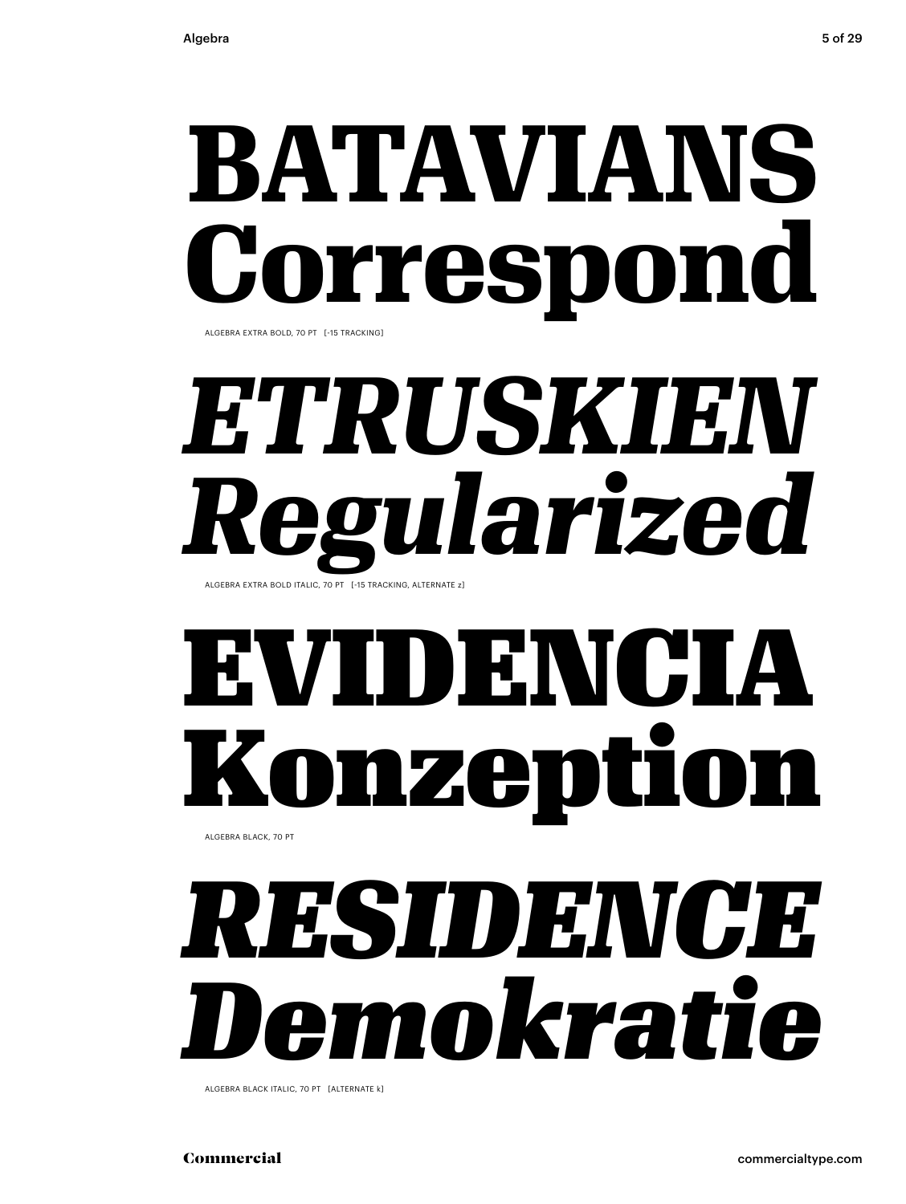**BATAVIANS Correspond**

ALGEBRA EXTRA BOLD, 70 PT [-15 TRACKING]

***ETRUSKIEN Regularized***

ALGEBRA EXTRA BOLD ITALIC, 70 PT [-15 TRACKING, ALTERNATE z]

**EVIDENCIA Konzeption**

ALGEBRA BLACK, 70 PT

***RESIDENCE Demokratie***

ALGEBRA BLACK ITALIC, 70 PT [ALTERNATE k]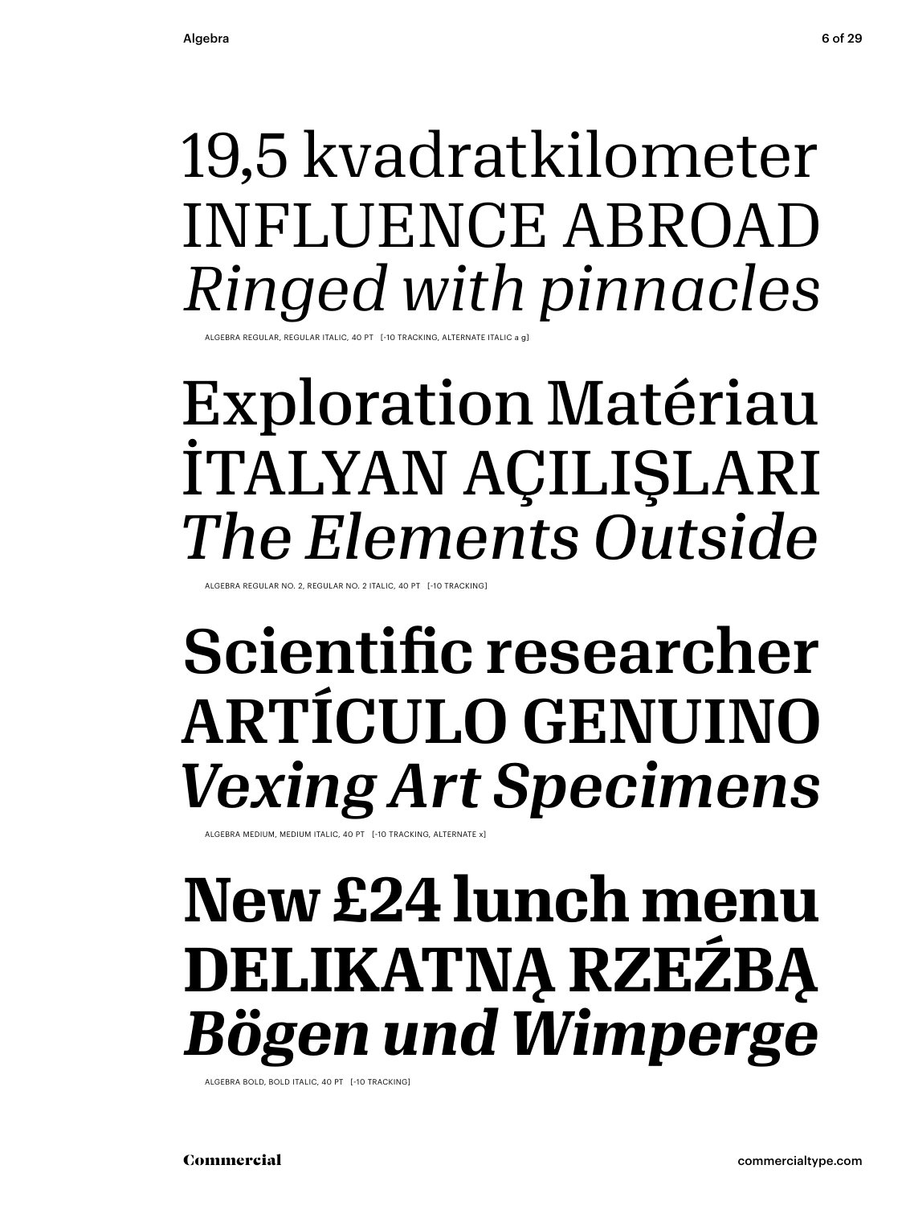19,5 kvadratkilometer
INFLUENCE ABROAD
*Ringed with pinnacles*

ALGEBRA REGULAR, REGULAR ITALIC, 40 PT [-10 TRACKING, ALTERNATE ITALIC a g]

Exploration Matériau
İTALYAN AÇILIŞLARI
*The Elements Outside*

ALGEBRA REGULAR NO. 2, REGULAR NO. 2 ITALIC, 40 PT [-10 TRACKING]

**Scientific researcher**
**ARTÍCULO GENUINO**
***Vexing Art Specimens***

ALGEBRA MEDIUM, MEDIUM ITALIC, 40 PT [-10 TRACKING, ALTERNATE x]

**New £24 lunch menu**
**DELIKATNĄ RZEŹBĄ**
***Bögen und Wimperge***

ALGEBRA BOLD, BOLD ITALIC, 40 PT [-10 TRACKING]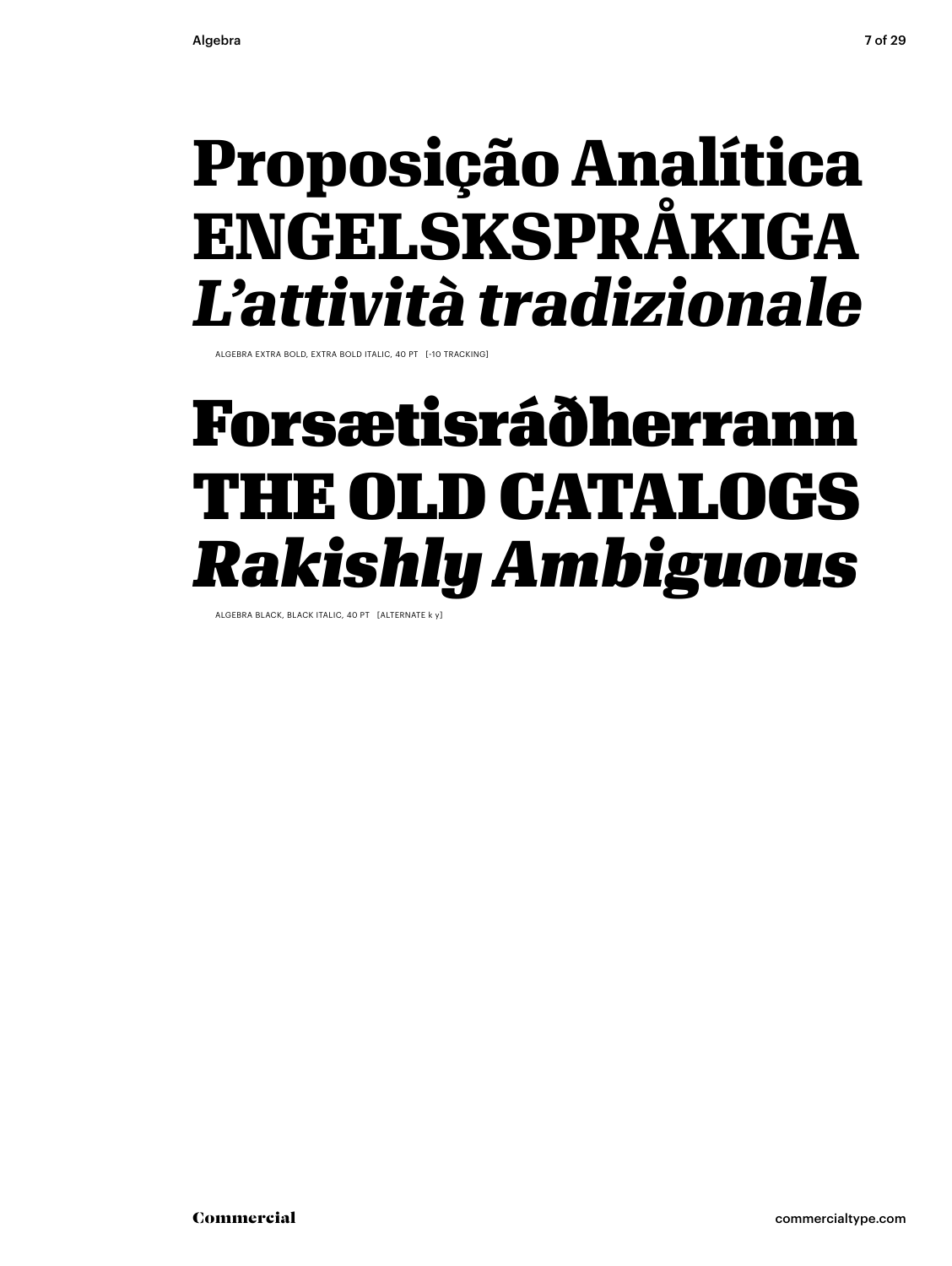**Proposição Analítica**
**ENGELSKSPRÅKIGA**
***L'attività tradizionale***

ALGEBRA EXTRA BOLD, EXTRA BOLD ITALIC, 40 PT [-10 TRACKING]

**Forsætisráðherrann**
**THE OLD CATALOGS**
***Rakishly Ambiguous***

ALGEBRA BLACK, BLACK ITALIC, 40 PT [ALTERNATE k y]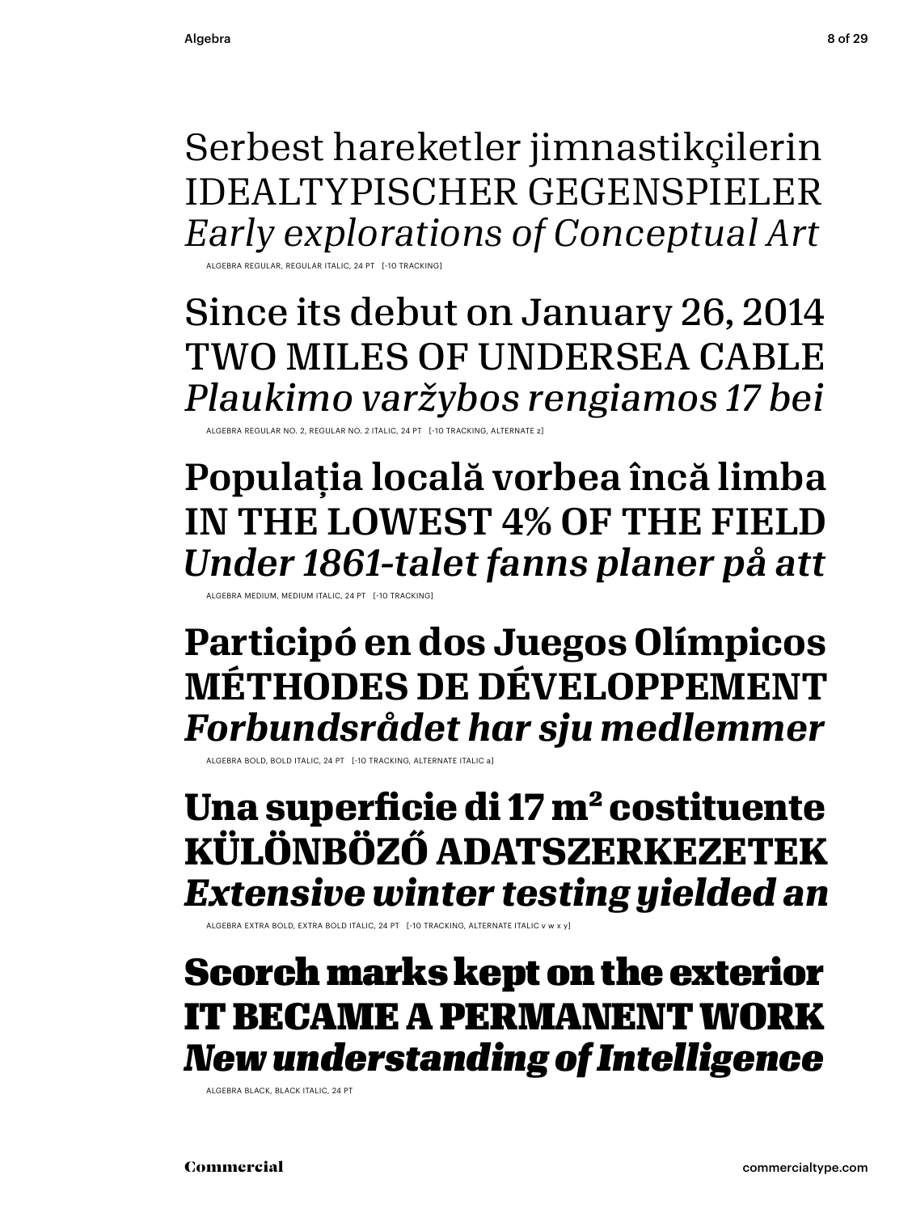Serbest hareketler jimnastikçilerin
IDEALTYPISCHER GEGENSPIELER
*Early explorations of Conceptual Art*

ALGEBRA REGULAR, REGULAR ITALIC, 24 PT [-10 TRACKING]

Since its debut on January 26, 2014
TWO MILES OF UNDERSEA CABLE
*Plaukimo varžybos rengiamos 17 bei*

ALGEBRA REGULAR NO. 2, REGULAR NO. 2 ITALIC, 24 PT [-10 TRACKING, ALTERNATE z]

**Populația locală vorbea încă limba**
**IN THE LOWEST 4% OF THE FIELD**
***Under 1861-talet fanns planer på att***

ALGEBRA MEDIUM, MEDIUM ITALIC, 24 PT [-10 TRACKING]

**Participó en dos Juegos Olímpicos**
**MÉTHODES DE DÉVELOPPEMENT**
***Forbundsrådet har sju medlemmer***

ALGEBRA BOLD, BOLD ITALIC, 24 PT [-10 TRACKING, ALTERNATE ITALIC a]

**Una superficie di 17 m² costituente**
**KÜLÖNBÖZŐ ADATSZERKEZETEK**
***Extensive winter testing yielded an***

ALGEBRA EXTRA BOLD, EXTRA BOLD ITALIC, 24 PT [-10 TRACKING, ALTERNATE ITALIC v w x y]

**Scorch marks kept on the exterior**
**IT BECAME A PERMANENT WORK**
***New understanding of Intelligence***

ALGEBRA BLACK, BLACK ITALIC, 24 PT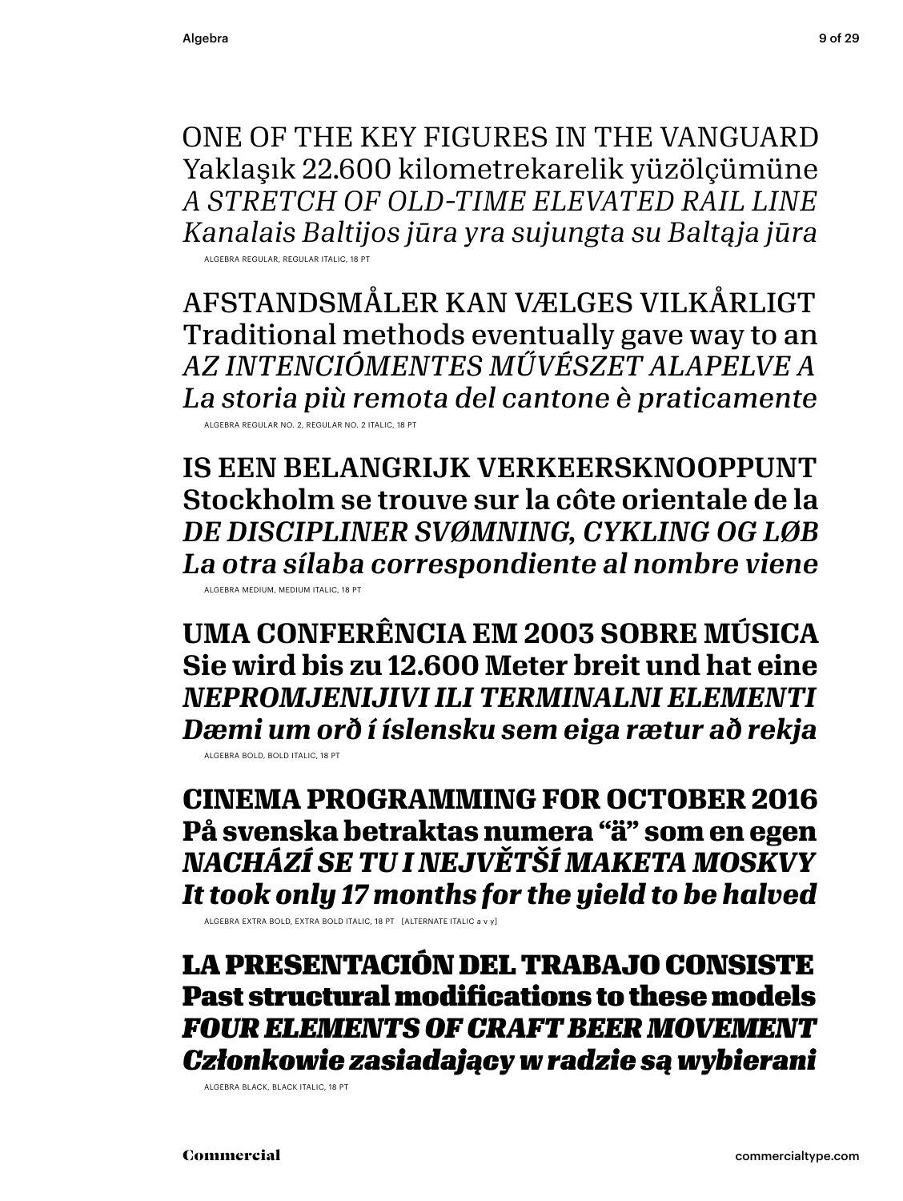ONE OF THE KEY FIGURES IN THE VANGUARD
Yaklaşık 22.600 kilometrekarelik yüzölçümüne
*A STRETCH OF OLD-TIME ELEVATED RAIL LINE*
*Kanalais Baltijos jūra yra sujungta su Baltąja jūra*

ALGEBRA REGULAR, REGULAR ITALIC, 18 PT

AFSTANDSMÅLER KAN VÆLGES VILKÅRLIGT
Traditional methods eventually gave way to an
*AZ INTENCIÓMENTES MŰVÉSZET ALAPELVE A*
*La storia più remota del cantone è praticamente*

ALGEBRA REGULAR NO. 2, REGULAR NO. 2 ITALIC, 18 PT

IS EEN BELANGRIJK VERKEERSKNOOPPUNT
Stockholm se trouve sur la côte orientale de la
*DE DISCIPLINER SVØMNING, CYKLING OG LØB*
*La otra sílaba correspondiente al nombre viene*

ALGEBRA MEDIUM, MEDIUM ITALIC, 18 PT

**UMA CONFERÊNCIA EM 2003 SOBRE MÚSICA**
**Sie wird bis zu 12.600 Meter breit und hat eine**
***NEPROMJENIJIVI ILI TERMINALNI ELEMENTI***
***Dæmi um orð í íslensku sem eiga rætur að rekja***

ALGEBRA BOLD, BOLD ITALIC, 18 PT

**CINEMA PROGRAMMING FOR OCTOBER 2016**
**På svenska betraktas numera “ä” som en egen**
***NACHÁZÍ SE TU I NEJVĚTŠÍ MAKETA MOSKVY***
***It took only 17 months for the yield to be halved***

ALGEBRA EXTRA BOLD, EXTRA BOLD ITALIC, 18 PT [ALTERNATE ITALIC a v y]

**LA PRESENTACIÓN DEL TRABAJO CONSISTE**
**Past structural modifications to these models**
***FOUR ELEMENTS OF CRAFT BEER MOVEMENT***
***Członkowie zasiadający w radzie są wybierani***

ALGEBRA BLACK, BLACK ITALIC, 18 PT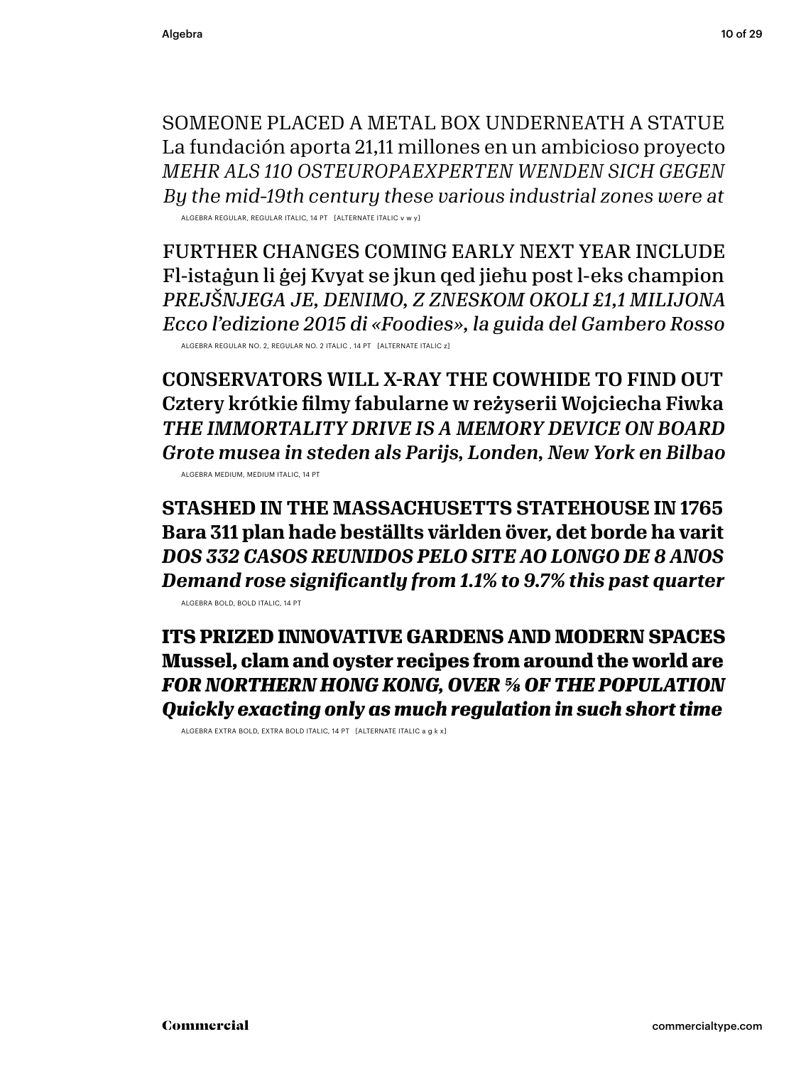SOMEONE PLACED A METAL BOX UNDERNEATH A STATUE
La fundación aporta 21,11 millones en un ambicioso proyecto
*MEHR ALS 110 OSTEUROPAEXPERTEN WENDEN SICH GEGEN*
*By the mid-19th century these various industrial zones were at*

ALGEBRA REGULAR, REGULAR ITALIC, 14 PT [ALTERNATE ITALIC v w y]

FURTHER CHANGES COMING EARLY NEXT YEAR INCLUDE
Fl-istaġun li ġej Kvyat se jkun qed jieħu post l-eks champion
*PREJŠNJEGA JE, DENIMO, Z ZNESKOM OKOLI £1,1 MILIJONA*
*Ecco l'edizione 2015 di «Foodies», la guida del Gambero Rosso*

ALGEBRA REGULAR NO. 2, REGULAR NO. 2 ITALIC , 14 PT [ALTERNATE ITALIC z]

CONSERVATORS WILL X-RAY THE COWHIDE TO FIND OUT
Cztery krótkie filmy fabularne w reżyserii Wojciecha Fiwka
*THE IMMORTALITY DRIVE IS A MEMORY DEVICE ON BOARD*
*Grote musea in steden als Parijs, Londen, New York en Bilbao*

ALGEBRA MEDIUM, MEDIUM ITALIC, 14 PT

**STASHED IN THE MASSACHUSETTS STATEHOUSE IN 1765**
**Bara 311 plan hade beställts världen över, det borde ha varit**
***DOS 332 CASOS REUNIDOS PELO SITE AO LONGO DE 8 ANOS***
***Demand rose significantly from 1.1% to 9.7% this past quarter***

ALGEBRA BOLD, BOLD ITALIC, 14 PT

**ITS PRIZED INNOVATIVE GARDENS AND MODERN SPACES**
**Mussel, clam and oyster recipes from around the world are**
***FOR NORTHERN HONG KONG, OVER ⅝ OF THE POPULATION***
***Quickly exacting only as much regulation in such short time***

ALGEBRA EXTRA BOLD, EXTRA BOLD ITALIC, 14 PT [ALTERNATE ITALIC a g k x]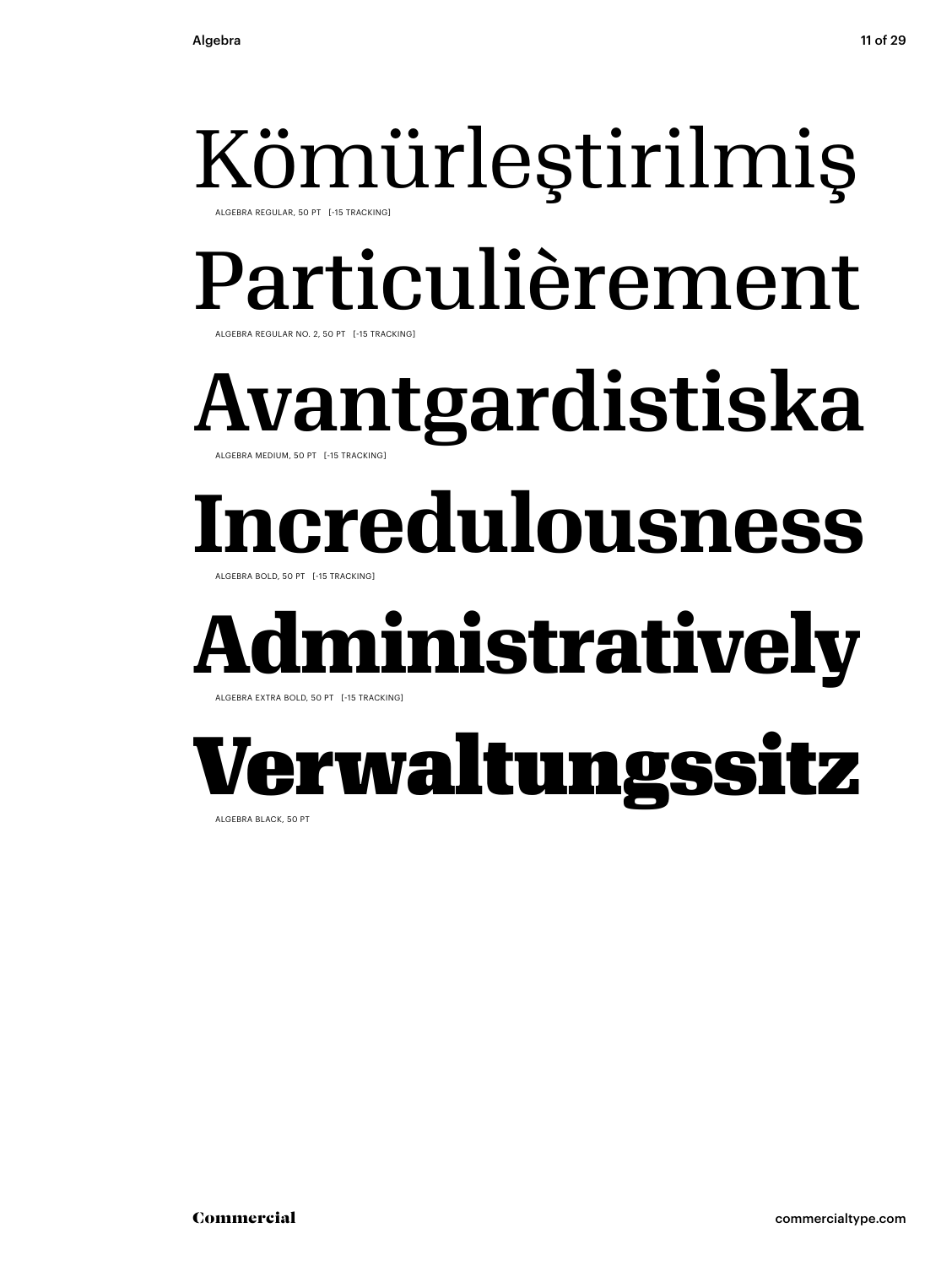Kömürleştirilmiş

ALGEBRA REGULAR, 50 PT [-15 TRACKING]

Particulièrement

ALGEBRA REGULAR NO. 2, 50 PT [-15 TRACKING]

Avantgardistiska

ALGEBRA MEDIUM, 50 PT [-15 TRACKING]

**Incredulousness**

ALGEBRA BOLD, 50 PT [-15 TRACKING]

**Administratively**

ALGEBRA EXTRA BOLD, 50 PT [-15 TRACKING]

**Verwaltungssitz**

ALGEBRA BLACK, 50 PT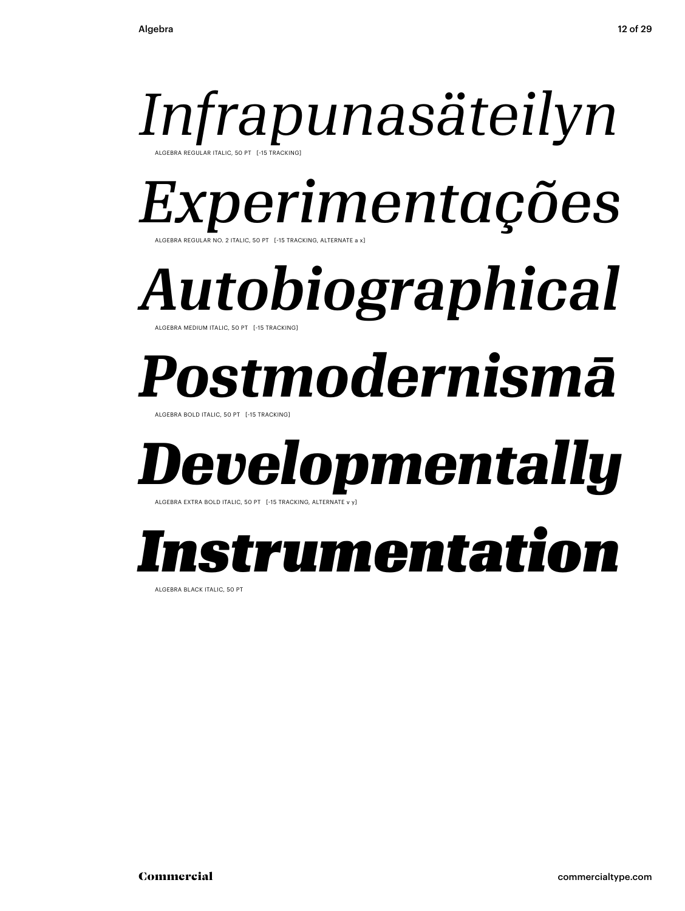*Infrapunasäteilyn*

ALGEBRA REGULAR ITALIC, 50 PT [-15 TRACKING]

*Experimentações*

ALGEBRA REGULAR NO. 2 ITALIC, 50 PT [-15 TRACKING, ALTERNATE a x]

***Autobiographical***

ALGEBRA MEDIUM ITALIC, 50 PT [-15 TRACKING]

***Postmodernismā***

ALGEBRA BOLD ITALIC, 50 PT [-15 TRACKING]

***Developmentally***

ALGEBRA EXTRA BOLD ITALIC, 50 PT [-15 TRACKING, ALTERNATE v y]

***Instrumentation***

ALGEBRA BLACK ITALIC, 50 PT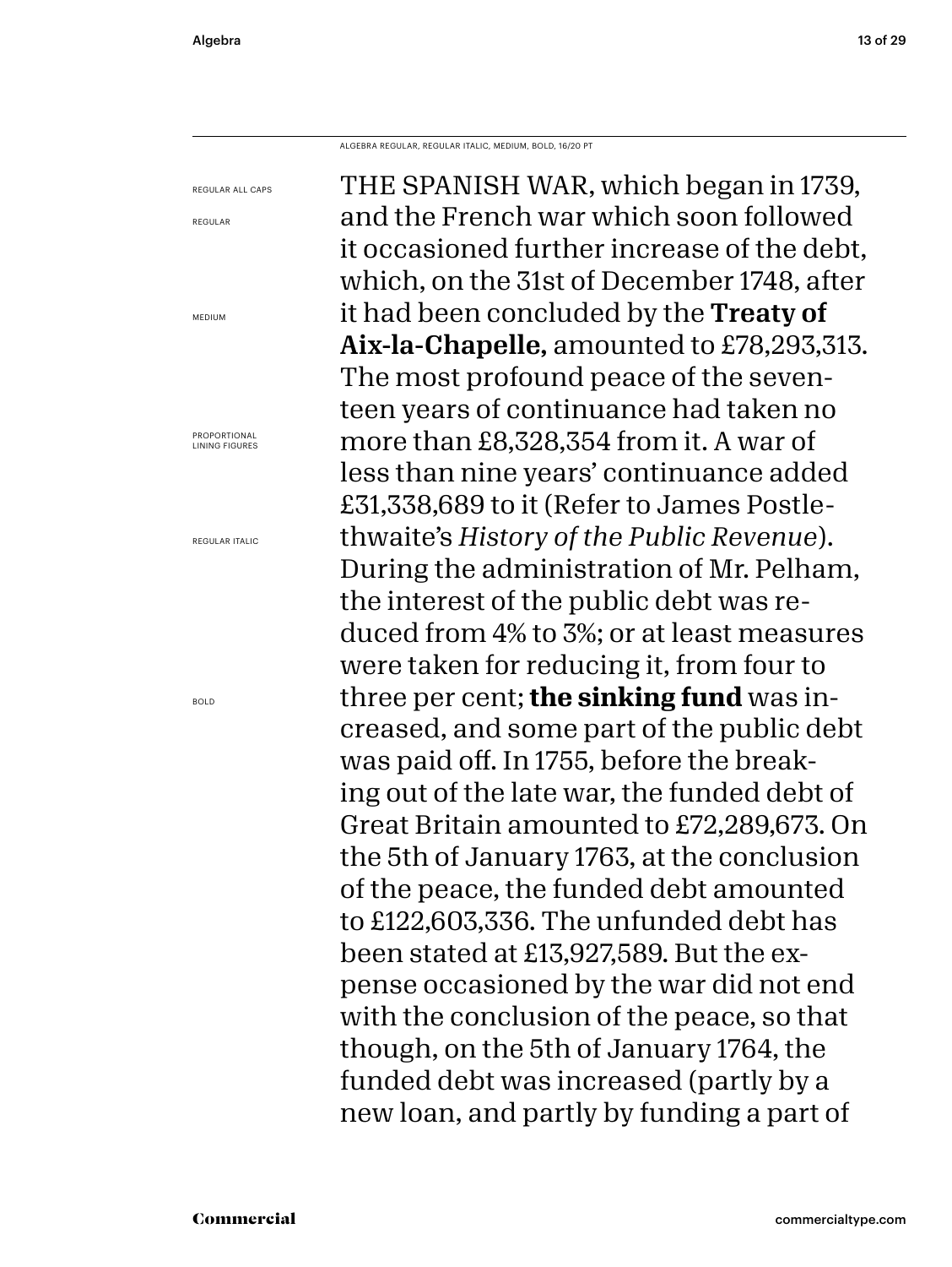ALGEBRA REGULAR, REGULAR ITALIC, MEDIUM, BOLD, 16/20 PT

REGULAR ALL CAPS

REGULAR

MEDIUM

PROPORTIONAL LINING FIGURES

REGULAR ITALIC

BOLD

THE SPANISH WAR, which began in 1739, and the French war which soon followed it occasioned further increase of the debt, which, on the 31st of December 1748, after it had been concluded by the **Treaty of Aix-la-Chapelle,** amounted to £78,293,313. The most profound peace of the seventeen years of continuance had taken no more than £8,328,354 from it. A war of less than nine years' continuance added £31,338,689 to it (Refer to James Postlethwaite's *History of the Public Revenue*). During the administration of Mr. Pelham, the interest of the public debt was reduced from 4% to 3%; or at least measures were taken for reducing it, from four to three per cent; **the sinking fund** was increased, and some part of the public debt was paid off. In 1755, before the breaking out of the late war, the funded debt of Great Britain amounted to £72,289,673. On the 5th of January 1763, at the conclusion of the peace, the funded debt amounted to £122,603,336. The unfunded debt has been stated at £13,927,589. But the expense occasioned by the war did not end with the conclusion of the peace, so that though, on the 5th of January 1764, the funded debt was increased (partly by a new loan, and partly by funding a part of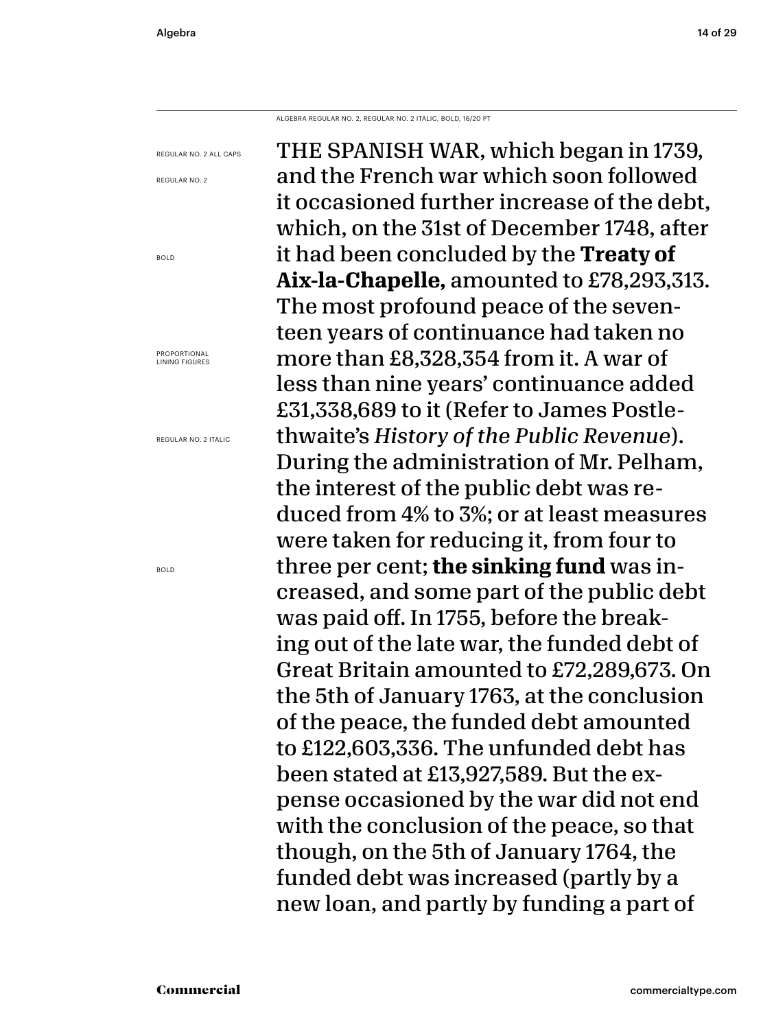ALGEBRA REGULAR NO. 2, REGULAR NO. 2 ITALIC, BOLD, 16/20 PT

REGULAR NO. 2 ALL CAPS

REGULAR NO. 2

BOLD

PROPORTIONAL LINING FIGURES

REGULAR NO. 2 ITALIC

BOLD

THE SPANISH WAR, which began in 1739, and the French war which soon followed it occasioned further increase of the debt, which, on the 31st of December 1748, after it had been concluded by the **Treaty of Aix-la-Chapelle,** amounted to £78,293,313. The most profound peace of the seventeen years of continuance had taken no more than £8,328,354 from it. A war of less than nine years' continuance added £31,338,689 to it (Refer to James Postlethwaite's *History of the Public Revenue*). During the administration of Mr. Pelham, the interest of the public debt was reduced from 4% to 3%; or at least measures were taken for reducing it, from four to three per cent; **the sinking fund** was increased, and some part of the public debt was paid off. In 1755, before the breaking out of the late war, the funded debt of Great Britain amounted to £72,289,673. On the 5th of January 1763, at the conclusion of the peace, the funded debt amounted to £122,603,336. The unfunded debt has been stated at £13,927,589. But the expense occasioned by the war did not end with the conclusion of the peace, so that though, on the 5th of January 1764, the funded debt was increased (partly by a new loan, and partly by funding a part of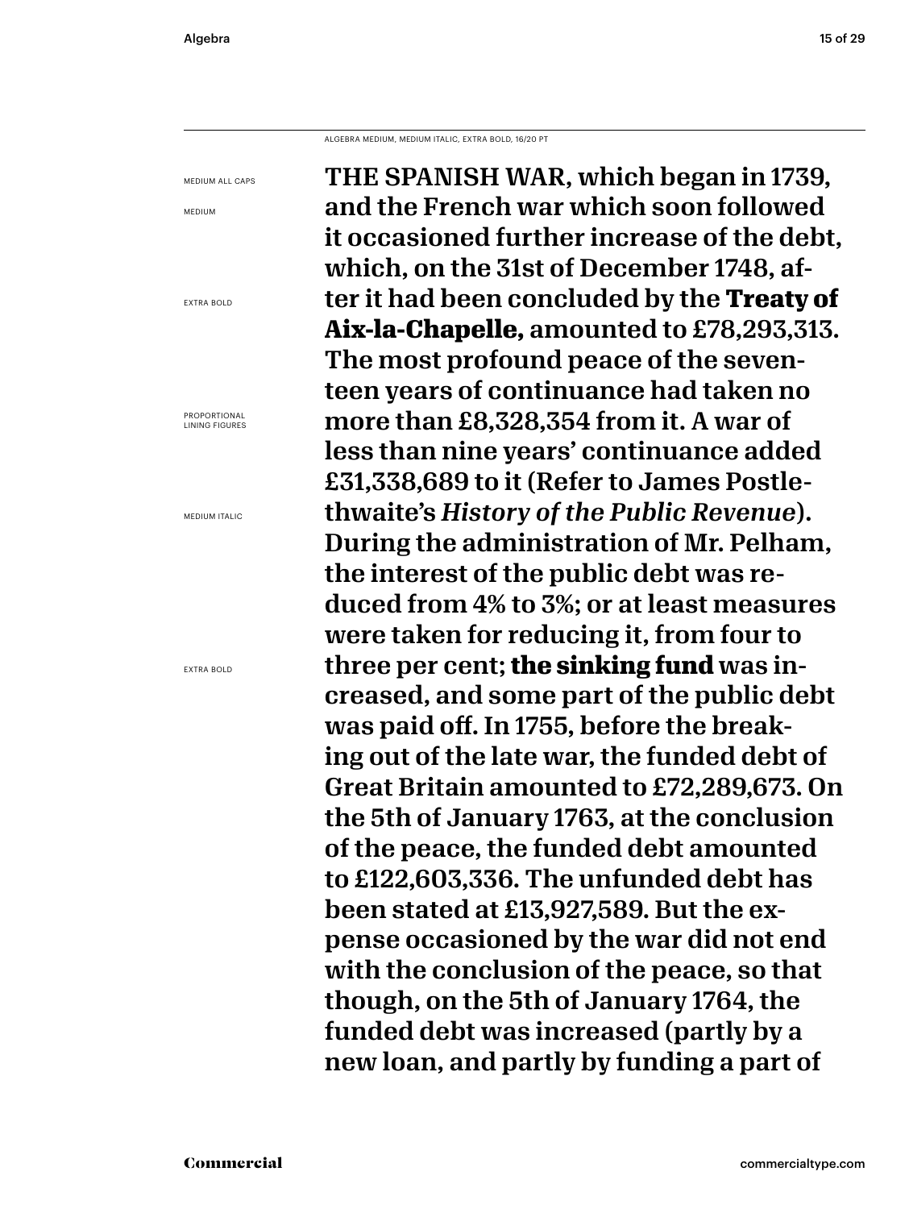ALGEBRA MEDIUM, MEDIUM ITALIC, EXTRA BOLD, 16/20 PT

MEDIUM ALL CAPS

MEDIUM

EXTRA BOLD

PROPORTIONAL LINING FIGURES

MEDIUM ITALIC

EXTRA BOLD

THE SPANISH WAR, which began in 1739, and the French war which soon followed it occasioned further increase of the debt, which, on the 31st of December 1748, after it had been concluded by the **Treaty of Aix-la-Chapelle,** amounted to £78,293,313. The most profound peace of the seventeen years of continuance had taken no more than £8,328,354 from it. A war of less than nine years' continuance added £31,338,689 to it (Refer to James Postlethwaite's *History of the Public Revenue*). During the administration of Mr. Pelham, the interest of the public debt was reduced from 4% to 3%; or at least measures were taken for reducing it, from four to three per cent; **the sinking fund** was increased, and some part of the public debt was paid off. In 1755, before the breaking out of the late war, the funded debt of Great Britain amounted to £72,289,673. On the 5th of January 1763, at the conclusion of the peace, the funded debt amounted to £122,603,336. The unfunded debt has been stated at £13,927,589. But the expense occasioned by the war did not end with the conclusion of the peace, so that though, on the 5th of January 1764, the funded debt was increased (partly by a new loan, and partly by funding a part of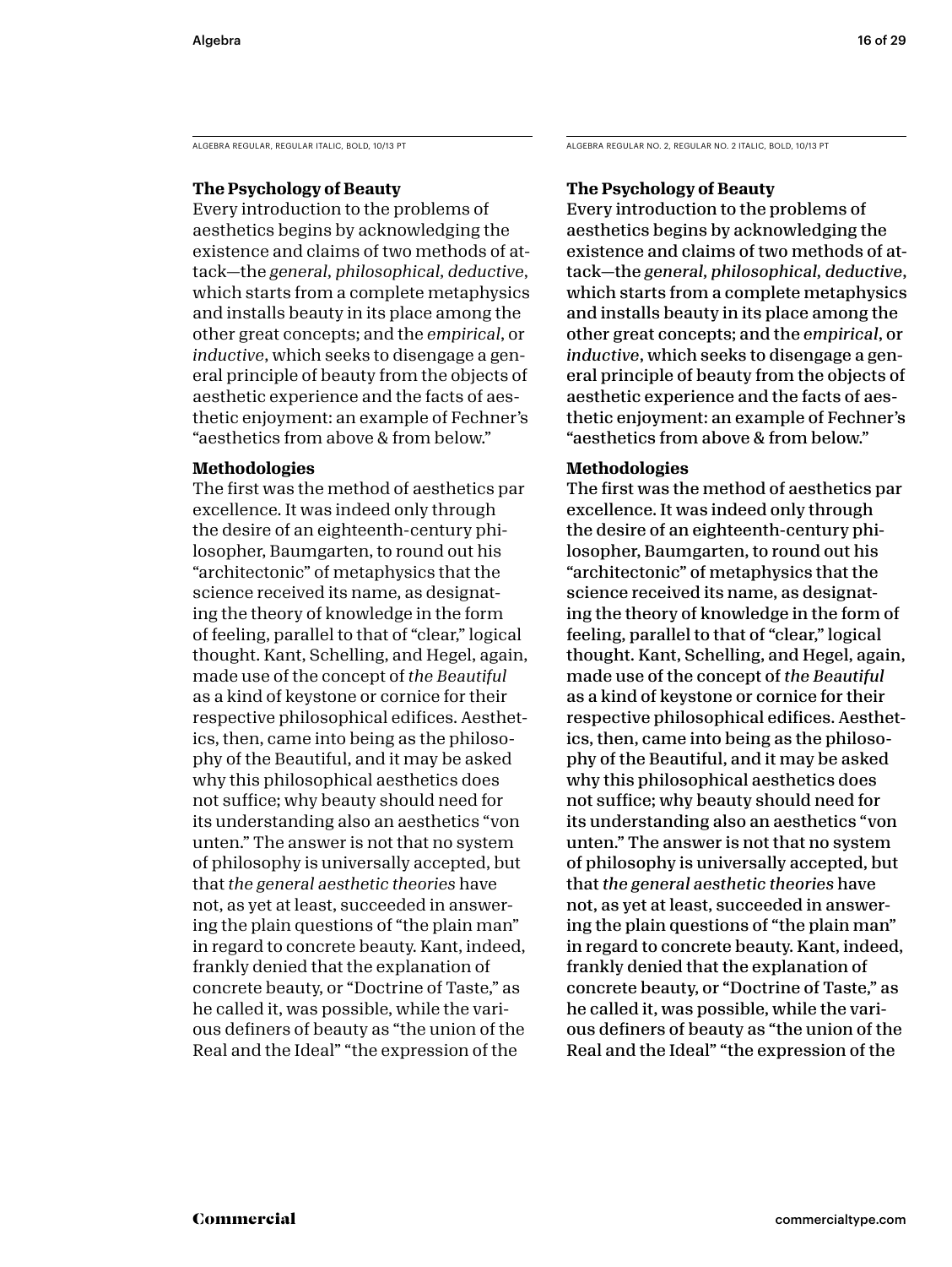ALGEBRA REGULAR, REGULAR ITALIC, BOLD, 10/13 PT

**The Psychology of Beauty**

Every introduction to the problems of aesthetics begins by acknowledging the existence and claims of two methods of attack—the *general, philosophical, deductive*, which starts from a complete metaphysics and installs beauty in its place among the other great concepts; and the *empirical*, or *inductive*, which seeks to disengage a general principle of beauty from the objects of aesthetic experience and the facts of aesthetic enjoyment: an example of Fechner's "aesthetics from above & from below."

**Methodologies**

The first was the method of aesthetics par excellence. It was indeed only through the desire of an eighteenth-century philosopher, Baumgarten, to round out his "architectonic" of metaphysics that the science received its name, as designating the theory of knowledge in the form of feeling, parallel to that of "clear," logical thought. Kant, Schelling, and Hegel, again, made use of the concept of *the Beautiful* as a kind of keystone or cornice for their respective philosophical edifices. Aesthetics, then, came into being as the philosophy of the Beautiful, and it may be asked why this philosophical aesthetics does not suffice; why beauty should need for its understanding also an aesthetics "von unten." The answer is not that no system of philosophy is universally accepted, but that *the general aesthetic theories* have not, as yet at least, succeeded in answering the plain questions of "the plain man" in regard to concrete beauty. Kant, indeed, frankly denied that the explanation of concrete beauty, or "Doctrine of Taste," as he called it, was possible, while the various definers of beauty as "the union of the Real and the Ideal" "the expression of the

ALGEBRA REGULAR NO. 2, REGULAR NO. 2 ITALIC, BOLD, 10/13 PT

**The Psychology of Beauty**

Every introduction to the problems of aesthetics begins by acknowledging the existence and claims of two methods of attack—the *general, philosophical, deductive*, which starts from a complete metaphysics and installs beauty in its place among the other great concepts; and the *empirical*, or *inductive*, which seeks to disengage a general principle of beauty from the objects of aesthetic experience and the facts of aesthetic enjoyment: an example of Fechner's "aesthetics from above & from below."

**Methodologies**

The first was the method of aesthetics par excellence. It was indeed only through the desire of an eighteenth-century philosopher, Baumgarten, to round out his "architectonic" of metaphysics that the science received its name, as designating the theory of knowledge in the form of feeling, parallel to that of "clear," logical thought. Kant, Schelling, and Hegel, again, made use of the concept of *the Beautiful* as a kind of keystone or cornice for their respective philosophical edifices. Aesthetics, then, came into being as the philosophy of the Beautiful, and it may be asked why this philosophical aesthetics does not suffice; why beauty should need for its understanding also an aesthetics "von unten." The answer is not that no system of philosophy is universally accepted, but that *the general aesthetic theories* have not, as yet at least, succeeded in answering the plain questions of "the plain man" in regard to concrete beauty. Kant, indeed, frankly denied that the explanation of concrete beauty, or "Doctrine of Taste," as he called it, was possible, while the various definers of beauty as "the union of the Real and the Ideal" "the expression of the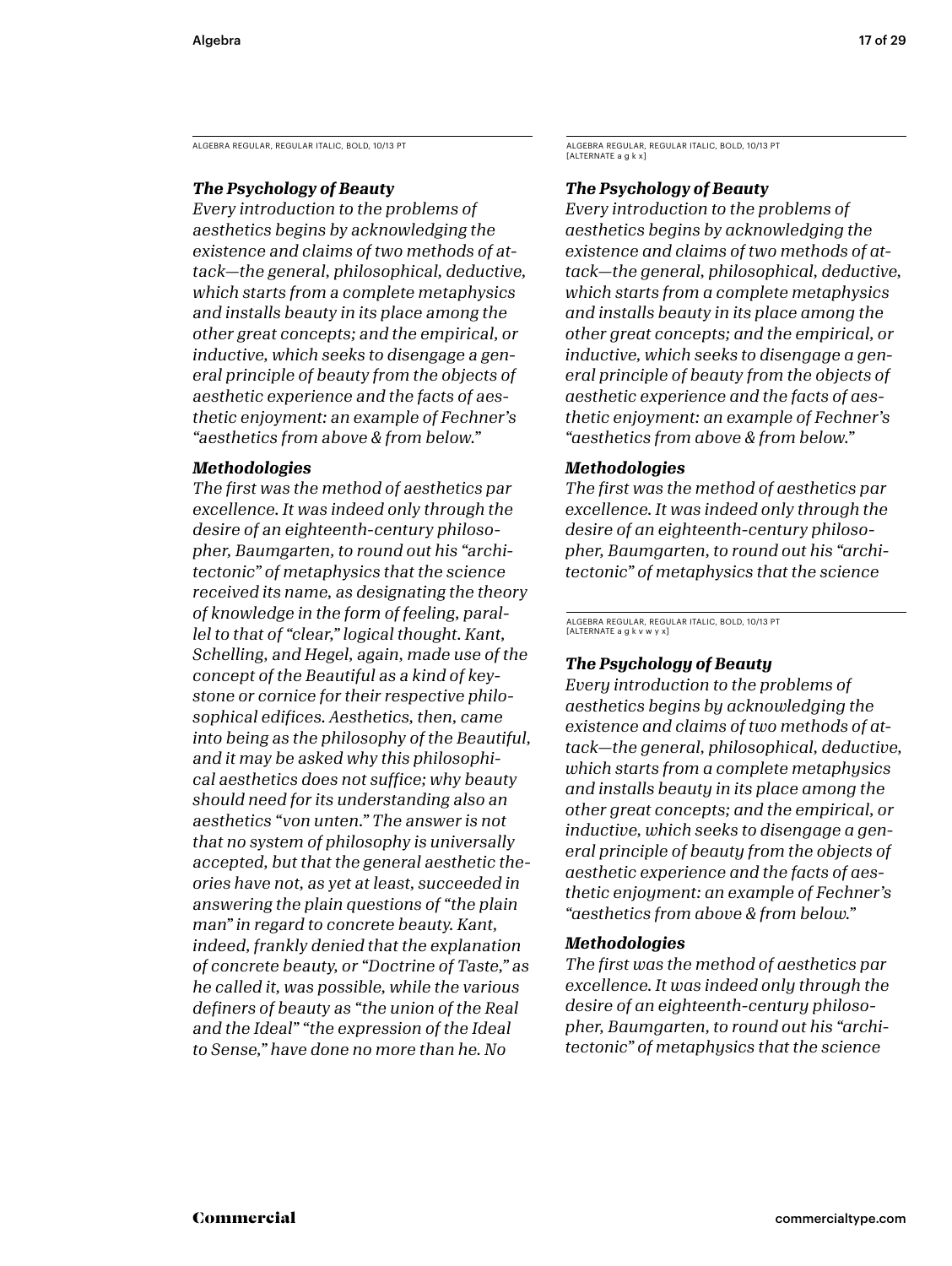ALGEBRA REGULAR, REGULAR ITALIC, BOLD, 10/13 PT

***The Psychology of Beauty***

*Every introduction to the problems of aesthetics begins by acknowledging the existence and claims of two methods of attack—the general, philosophical, deductive, which starts from a complete metaphysics and installs beauty in its place among the other great concepts; and the empirical, or inductive, which seeks to disengage a general principle of beauty from the objects of aesthetic experience and the facts of aesthetic enjoyment: an example of Fechner's "aesthetics from above & from below."*

***Methodologies***

*The first was the method of aesthetics par excellence. It was indeed only through the desire of an eighteenth-century philosopher, Baumgarten, to round out his "architectonic" of metaphysics that the science received its name, as designating the theory of knowledge in the form of feeling, parallel to that of "clear," logical thought. Kant, Schelling, and Hegel, again, made use of the concept of the Beautiful as a kind of keystone or cornice for their respective philosophical edifices. Aesthetics, then, came into being as the philosophy of the Beautiful, and it may be asked why this philosophical aesthetics does not suffice; why beauty should need for its understanding also an aesthetics "von unten." The answer is not that no system of philosophy is universally accepted, but that the general aesthetic theories have not, as yet at least, succeeded in answering the plain questions of "the plain man" in regard to concrete beauty. Kant, indeed, frankly denied that the explanation of concrete beauty, or "Doctrine of Taste," as he called it, was possible, while the various definers of beauty as "the union of the Real and the Ideal" "the expression of the Ideal to Sense," have done no more than he. No*

ALGEBRA REGULAR, REGULAR ITALIC, BOLD, 10/13 PT
[ALTERNATE a g k x]

***The Psychology of Beauty***

*Every introduction to the problems of aesthetics begins by acknowledging the existence and claims of two methods of attack—the general, philosophical, deductive, which starts from a complete metaphysics and installs beauty in its place among the other great concepts; and the empirical, or inductive, which seeks to disengage a general principle of beauty from the objects of aesthetic experience and the facts of aesthetic enjoyment: an example of Fechner's "aesthetics from above & from below."*

***Methodologies***

*The first was the method of aesthetics par excellence. It was indeed only through the desire of an eighteenth-century philosopher, Baumgarten, to round out his "architectonic" of metaphysics that the science*

ALGEBRA REGULAR, REGULAR ITALIC, BOLD, 10/13 PT
[ALTERNATE a g k v w y x]

***The Psychology of Beauty***

*Every introduction to the problems of aesthetics begins by acknowledging the existence and claims of two methods of attack—the general, philosophical, deductive, which starts from a complete metaphysics and installs beauty in its place among the other great concepts; and the empirical, or inductive, which seeks to disengage a general principle of beauty from the objects of aesthetic experience and the facts of aesthetic enjoyment: an example of Fechner's "aesthetics from above & from below."*

***Methodologies***

*The first was the method of aesthetics par excellence. It was indeed only through the desire of an eighteenth-century philosopher, Baumgarten, to round out his "architectonic" of metaphysics that the science*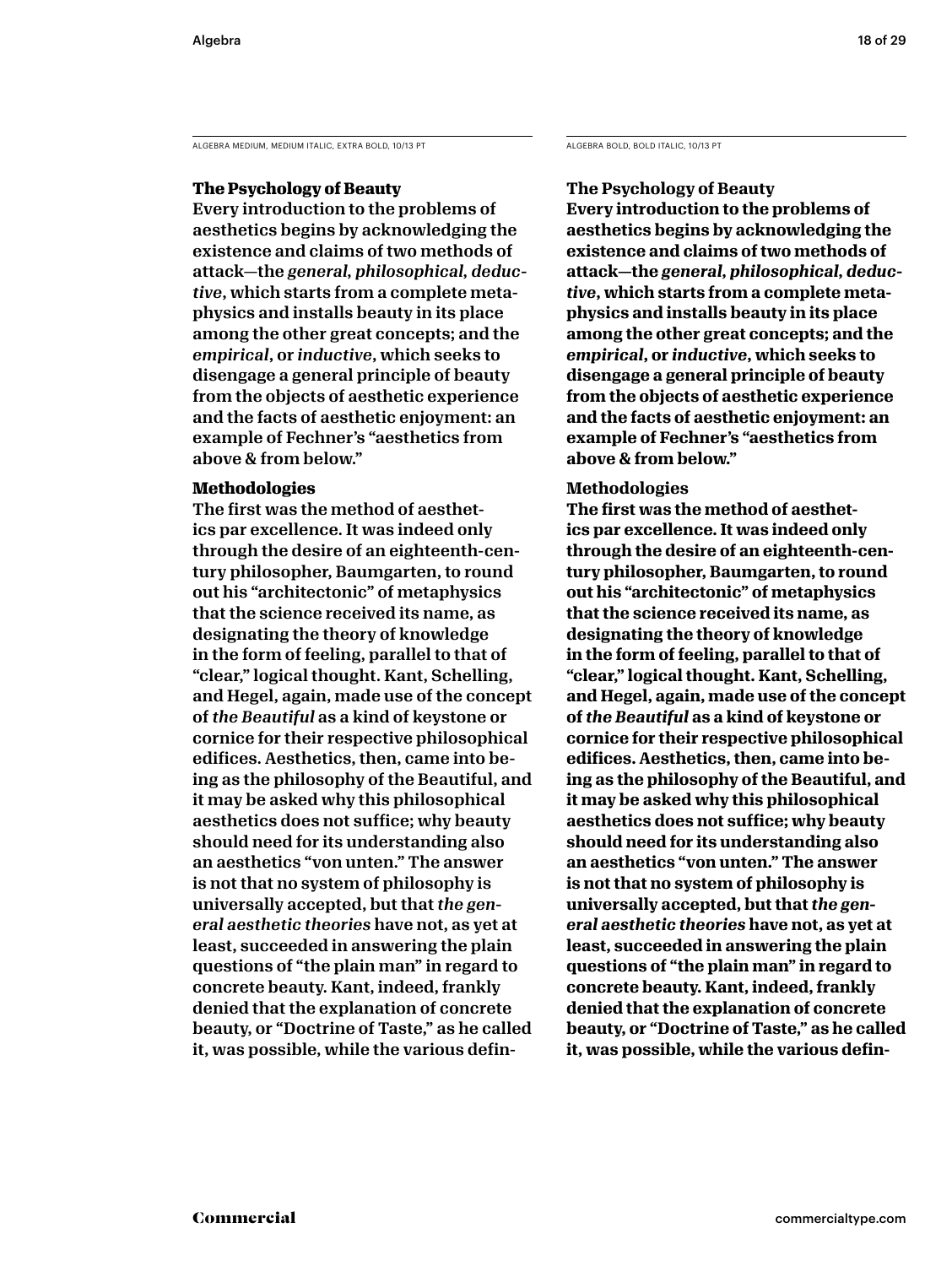ALGEBRA MEDIUM, MEDIUM ITALIC, EXTRA BOLD, 10/13 PT

**The Psychology of Beauty**

Every introduction to the problems of aesthetics begins by acknowledging the existence and claims of two methods of attack—the *general, philosophical, deductive*, which starts from a complete metaphysics and installs beauty in its place among the other great concepts; and the *empirical*, or *inductive*, which seeks to disengage a general principle of beauty from the objects of aesthetic experience and the facts of aesthetic enjoyment: an example of Fechner's "aesthetics from above & from below."

**Methodologies**

The first was the method of aesthetics par excellence. It was indeed only through the desire of an eighteenth-century philosopher, Baumgarten, to round out his "architectonic" of metaphysics that the science received its name, as designating the theory of knowledge in the form of feeling, parallel to that of "clear," logical thought. Kant, Schelling, and Hegel, again, made use of the concept of *the Beautiful* as a kind of keystone or cornice for their respective philosophical edifices. Aesthetics, then, came into being as the philosophy of the Beautiful, and it may be asked why this philosophical aesthetics does not suffice; why beauty should need for its understanding also an aesthetics "von unten." The answer is not that no system of philosophy is universally accepted, but that *the general aesthetic theories* have not, as yet at least, succeeded in answering the plain questions of "the plain man" in regard to concrete beauty. Kant, indeed, frankly denied that the explanation of concrete beauty, or "Doctrine of Taste," as he called it, was possible, while the various defin-

ALGEBRA BOLD, BOLD ITALIC, 10/13 PT

**The Psychology of Beauty**

**Every introduction to the problems of aesthetics begins by acknowledging the existence and claims of two methods of attack—the *general, philosophical, deductive*, which starts from a complete metaphysics and installs beauty in its place among the other great concepts; and the *empirical*, or *inductive*, which seeks to disengage a general principle of beauty from the objects of aesthetic experience and the facts of aesthetic enjoyment: an example of Fechner's "aesthetics from above & from below."**

**Methodologies**

**The first was the method of aesthetics par excellence. It was indeed only through the desire of an eighteenth-century philosopher, Baumgarten, to round out his "architectonic" of metaphysics that the science received its name, as designating the theory of knowledge in the form of feeling, parallel to that of "clear," logical thought. Kant, Schelling, and Hegel, again, made use of the concept of *the Beautiful* as a kind of keystone or cornice for their respective philosophical edifices. Aesthetics, then, came into being as the philosophy of the Beautiful, and it may be asked why this philosophical aesthetics does not suffice; why beauty should need for its understanding also an aesthetics "von unten." The answer is not that no system of philosophy is universally accepted, but that *the general aesthetic theories* have not, as yet at least, succeeded in answering the plain questions of "the plain man" in regard to concrete beauty. Kant, indeed, frankly denied that the explanation of concrete beauty, or "Doctrine of Taste," as he called it, was possible, while the various defin-**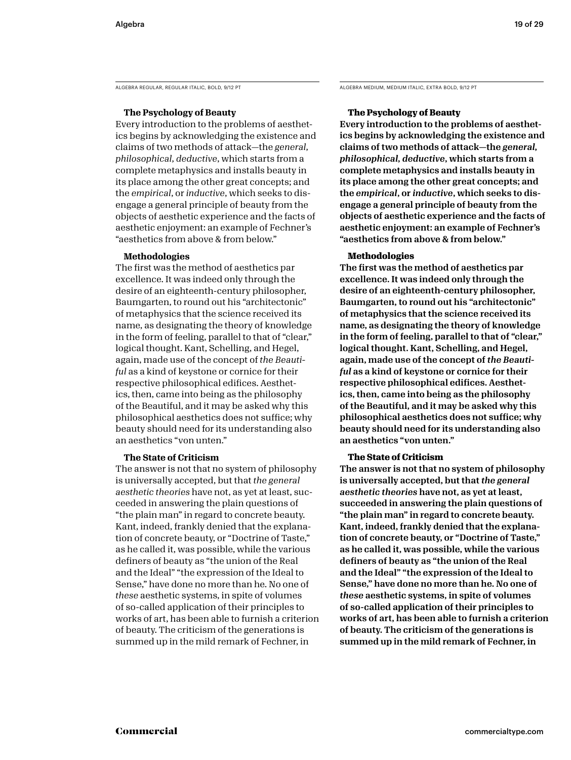ALGEBRA REGULAR, REGULAR ITALIC, BOLD, 9/12 PT

**The Psychology of Beauty**

Every introduction to the problems of aesthetics begins by acknowledging the existence and claims of two methods of attack—the *general, philosophical, deductive*, which starts from a complete metaphysics and installs beauty in its place among the other great concepts; and the *empirical*, or *inductive*, which seeks to disengage a general principle of beauty from the objects of aesthetic experience and the facts of aesthetic enjoyment: an example of Fechner's "aesthetics from above & from below."

**Methodologies**

The first was the method of aesthetics par excellence. It was indeed only through the desire of an eighteenth-century philosopher, Baumgarten, to round out his "architectonic" of metaphysics that the science received its name, as designating the theory of knowledge in the form of feeling, parallel to that of "clear," logical thought. Kant, Schelling, and Hegel, again, made use of the concept of *the Beautiful* as a kind of keystone or cornice for their respective philosophical edifices. Aesthetics, then, came into being as the philosophy of the Beautiful, and it may be asked why this philosophical aesthetics does not suffice; why beauty should need for its understanding also an aesthetics "von unten."

**The State of Criticism**

The answer is not that no system of philosophy is universally accepted, but that *the general aesthetic theories* have not, as yet at least, succeeded in answering the plain questions of "the plain man" in regard to concrete beauty. Kant, indeed, frankly denied that the explanation of concrete beauty, or "Doctrine of Taste," as he called it, was possible, while the various definers of beauty as "the union of the Real and the Ideal" "the expression of the Ideal to Sense," have done no more than he. No one of *these* aesthetic systems, in spite of volumes of so-called application of their principles to works of art, has been able to furnish a criterion of beauty. The criticism of the generations is summed up in the mild remark of Fechner, in

ALGEBRA MEDIUM, MEDIUM ITALIC, EXTRA BOLD, 9/12 PT

**The Psychology of Beauty**

Every introduction to the problems of aesthetics begins by acknowledging the existence and claims of two methods of attack—the *general, philosophical, deductive*, which starts from a complete metaphysics and installs beauty in its place among the other great concepts; and the *empirical*, or *inductive*, which seeks to disengage a general principle of beauty from the objects of aesthetic experience and the facts of aesthetic enjoyment: an example of Fechner's "aesthetics from above & from below."

**Methodologies**

The first was the method of aesthetics par excellence. It was indeed only through the desire of an eighteenth-century philosopher, Baumgarten, to round out his "architectonic" of metaphysics that the science received its name, as designating the theory of knowledge in the form of feeling, parallel to that of "clear," logical thought. Kant, Schelling, and Hegel, again, made use of the concept of *the Beautiful* as a kind of keystone or cornice for their respective philosophical edifices. Aesthetics, then, came into being as the philosophy of the Beautiful, and it may be asked why this philosophical aesthetics does not suffice; why beauty should need for its understanding also an aesthetics "von unten."

**The State of Criticism**

The answer is not that no system of philosophy is universally accepted, but that *the general aesthetic theories* have not, as yet at least, succeeded in answering the plain questions of "the plain man" in regard to concrete beauty. Kant, indeed, frankly denied that the explanation of concrete beauty, or "Doctrine of Taste," as he called it, was possible, while the various definers of beauty as "the union of the Real and the Ideal" "the expression of the Ideal to Sense," have done no more than he. No one of *these* aesthetic systems, in spite of volumes of so-called application of their principles to works of art, has been able to furnish a criterion of beauty. The criticism of the generations is summed up in the mild remark of Fechner, in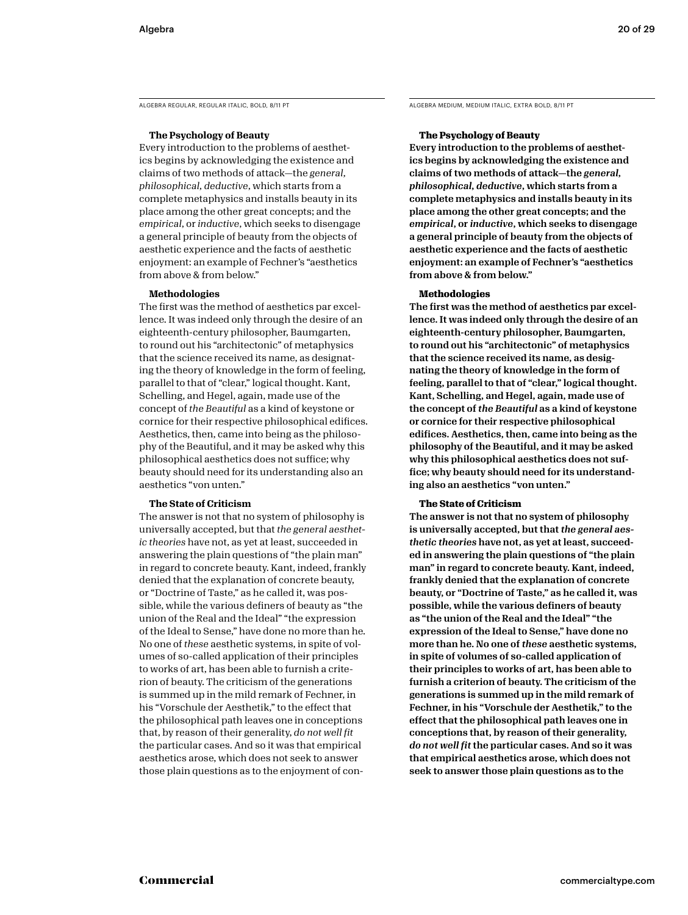ALGEBRA REGULAR, REGULAR ITALIC, BOLD, 8/11 PT

**The Psychology of Beauty**

Every introduction to the problems of aesthetics begins by acknowledging the existence and claims of two methods of attack—the *general*, *philosophical*, *deductive*, which starts from a complete metaphysics and installs beauty in its place among the other great concepts; and the *empirical*, or *inductive*, which seeks to disengage a general principle of beauty from the objects of aesthetic experience and the facts of aesthetic enjoyment: an example of Fechner's "aesthetics from above & from below."

**Methodologies**

The first was the method of aesthetics par excellence. It was indeed only through the desire of an eighteenth-century philosopher, Baumgarten, to round out his "architectonic" of metaphysics that the science received its name, as designating the theory of knowledge in the form of feeling, parallel to that of "clear," logical thought. Kant, Schelling, and Hegel, again, made use of the concept of *the Beautiful* as a kind of keystone or cornice for their respective philosophical edifices. Aesthetics, then, came into being as the philosophy of the Beautiful, and it may be asked why this philosophical aesthetics does not suffice; why beauty should need for its understanding also an aesthetics "von unten."

**The State of Criticism**

The answer is not that no system of philosophy is universally accepted, but that *the general aesthetic theories* have not, as yet at least, succeeded in answering the plain questions of "the plain man" in regard to concrete beauty. Kant, indeed, frankly denied that the explanation of concrete beauty, or "Doctrine of Taste," as he called it, was possible, while the various definers of beauty as "the union of the Real and the Ideal" "the expression of the Ideal to Sense," have done no more than he. No one of *these* aesthetic systems, in spite of volumes of so-called application of their principles to works of art, has been able to furnish a criterion of beauty. The criticism of the generations is summed up in the mild remark of Fechner, in his "Vorschule der Aesthetik," to the effect that the philosophical path leaves one in conceptions that, by reason of their generality, *do not well fit* the particular cases. And so it was that empirical aesthetics arose, which does not seek to answer those plain questions as to the enjoyment of con-

ALGEBRA MEDIUM, MEDIUM ITALIC, EXTRA BOLD, 8/11 PT

**The Psychology of Beauty**

Every introduction to the problems of aesthetics begins by acknowledging the existence and claims of two methods of attack—the *general*, *philosophical*, *deductive*, which starts from a complete metaphysics and installs beauty in its place among the other great concepts; and the *empirical*, or *inductive*, which seeks to disengage a general principle of beauty from the objects of aesthetic experience and the facts of aesthetic enjoyment: an example of Fechner's "aesthetics from above & from below."

**Methodologies**

The first was the method of aesthetics par excellence. It was indeed only through the desire of an eighteenth-century philosopher, Baumgarten, to round out his "architectonic" of metaphysics that the science received its name, as designating the theory of knowledge in the form of feeling, parallel to that of "clear," logical thought. Kant, Schelling, and Hegel, again, made use of the concept of *the Beautiful* as a kind of keystone or cornice for their respective philosophical edifices. Aesthetics, then, came into being as the philosophy of the Beautiful, and it may be asked why this philosophical aesthetics does not suffice; why beauty should need for its understanding also an aesthetics "von unten."

**The State of Criticism**

The answer is not that no system of philosophy is universally accepted, but that *the general aesthetic theories* have not, as yet at least, succeeded in answering the plain questions of "the plain man" in regard to concrete beauty. Kant, indeed, frankly denied that the explanation of concrete beauty, or "Doctrine of Taste," as he called it, was possible, while the various definers of beauty as "the union of the Real and the Ideal" "the expression of the Ideal to Sense," have done no more than he. No one of *these* aesthetic systems, in spite of volumes of so-called application of their principles to works of art, has been able to furnish a criterion of beauty. The criticism of the generations is summed up in the mild remark of Fechner, in his "Vorschule der Aesthetik," to the effect that the philosophical path leaves one in conceptions that, by reason of their generality, *do not well fit* the particular cases. And so it was that empirical aesthetics arose, which does not seek to answer those plain questions as to the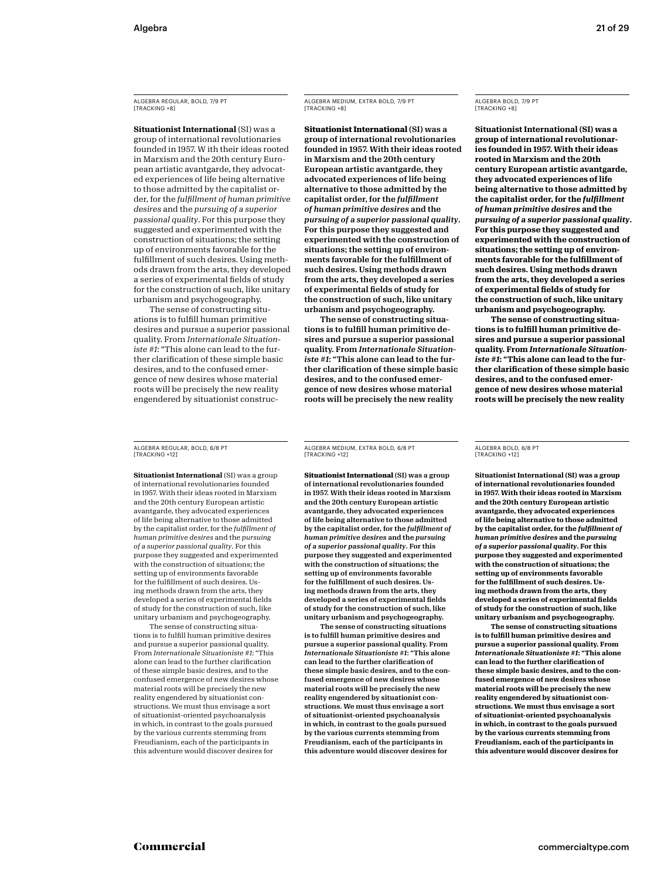ALGEBRA REGULAR, BOLD, 7/9 PT [TRACKING +8]

**Situationist International** (SI) was a group of international revolutionaries founded in 1957. W ith their ideas rooted in Marxism and the 20th century European artistic avantgarde, they advocated experiences of life being alternative to those admitted by the capitalist order, for the *fulfillment of human primitive desires* and the *pursuing of a superior passional quality*. For this purpose they suggested and experimented with the construction of situations; the setting up of environments favorable for the fulfillment of such desires. Using methods drawn from the arts, they developed a series of experimental fields of study for the construction of such, like unitary urbanism and psychogeography.

The sense of constructing situations is to fulfill human primitive desires and pursue a superior passional quality. From *Internationale Situationiste #1*: "This alone can lead to the further clarification of these simple basic desires, and to the confused emergence of new desires whose material roots will be precisely the new reality engendered by situationist construc-

ALGEBRA MEDIUM, EXTRA BOLD, 7/9 PT [TRACKING +8]

**Situationist International** (SI) was a group of international revolutionaries founded in 1957. With their ideas rooted in Marxism and the 20th century European artistic avantgarde, they advocated experiences of life being alternative to those admitted by the capitalist order, for the ***fulfillment of human primitive desires*** and the ***pursuing of a superior passional quality***. For this purpose they suggested and experimented with the construction of situations; the setting up of environments favorable for the fulfillment of such desires. Using methods drawn from the arts, they developed a series of experimental fields of study for the construction of such, like unitary urbanism and psychogeography.

The sense of constructing situations is to fulfill human primitive desires and pursue a superior passional quality. From ***Internationale Situationiste #1***: "This alone can lead to the further clarification of these simple basic desires, and to the confused emergence of new desires whose material roots will be precisely the new reality

ALGEBRA BOLD, 7/9 PT [TRACKING +8]

**Situationist International (SI) was a group of international revolutionaries founded in 1957. With their ideas rooted in Marxism and the 20th century European artistic avantgarde, they advocated experiences of life being alternative to those admitted by the capitalist order, for the *fulfillment of human primitive desires* and the *pursuing of a superior passional quality*. For this purpose they suggested and experimented with the construction of situations; the setting up of environments favorable for the fulfillment of such desires. Using methods drawn from the arts, they developed a series of experimental fields of study for the construction of such, like unitary urbanism and psychogeography.**

**The sense of constructing situations is to fulfill human primitive desires and pursue a superior passional quality. From *Internationale Situationiste #1*: "This alone can lead to the further clarification of these simple basic desires, and to the confused emergence of new desires whose material roots will be precisely the new reality**

ALGEBRA REGULAR, BOLD, 6/8 PT [TRACKING +12]

**Situationist International** (SI) was a group of international revolutionaries founded in 1957. With their ideas rooted in Marxism and the 20th century European artistic avantgarde, they advocated experiences of life being alternative to those admitted by the capitalist order, for the *fulfillment of human primitive desires* and the *pursuing of a superior passional quality*. For this purpose they suggested and experimented with the construction of situations; the setting up of environments favorable for the fulfillment of such desires. Using methods drawn from the arts, they developed a series of experimental fields of study for the construction of such, like unitary urbanism and psychogeography.

The sense of constructing situations is to fulfill human primitive desires and pursue a superior passional quality. From *Internationale Situationiste #1*: "This alone can lead to the further clarification of these simple basic desires, and to the confused emergence of new desires whose material roots will be precisely the new reality engendered by situationist constructions. We must thus envisage a sort of situationist-oriented psychoanalysis in which, in contrast to the goals pursued by the various currents stemming from Freudianism, each of the participants in this adventure would discover desires for

ALGEBRA MEDIUM, EXTRA BOLD, 6/8 PT [TRACKING +12]

**Situationist International** (SI) was a group of international revolutionaries founded in 1957. With their ideas rooted in Marxism and the 20th century European artistic avantgarde, they advocated experiences of life being alternative to those admitted by the capitalist order, for the ***fulfillment of human primitive desires*** and the ***pursuing of a superior passional quality***. For this purpose they suggested and experimented with the construction of situations; the setting up of environments favorable for the fulfillment of such desires. Using methods drawn from the arts, they developed a series of experimental fields of study for the construction of such, like unitary urbanism and psychogeography.

The sense of constructing situations is to fulfill human primitive desires and pursue a superior passional quality. From ***Internationale Situationiste #1***: "This alone can lead to the further clarification of these simple basic desires, and to the confused emergence of new desires whose material roots will be precisely the new reality engendered by situationist constructions. We must thus envisage a sort of situationist-oriented psychoanalysis in which, in contrast to the goals pursued by the various currents stemming from Freudianism, each of the participants in this adventure would discover desires for

ALGEBRA BOLD, 6/8 PT [TRACKING +12]

**Situationist International (SI) was a group of international revolutionaries founded in 1957. With their ideas rooted in Marxism and the 20th century European artistic avantgarde, they advocated experiences of life being alternative to those admitted by the capitalist order, for the *fulfillment of human primitive desires* and the *pursuing of a superior passional quality*. For this purpose they suggested and experimented with the construction of situations; the setting up of environments favorable for the fulfillment of such desires. Using methods drawn from the arts, they developed a series of experimental fields of study for the construction of such, like unitary urbanism and psychogeography.**

**The sense of constructing situations is to fulfill human primitive desires and pursue a superior passional quality. From *Internationale Situationiste #1*: "This alone can lead to the further clarification of these simple basic desires, and to the confused emergence of new desires whose material roots will be precisely the new reality engendered by situationist constructions. We must thus envisage a sort of situationist-oriented psychoanalysis in which, in contrast to the goals pursued by the various currents stemming from Freudianism, each of the participants in this adventure would discover desires for**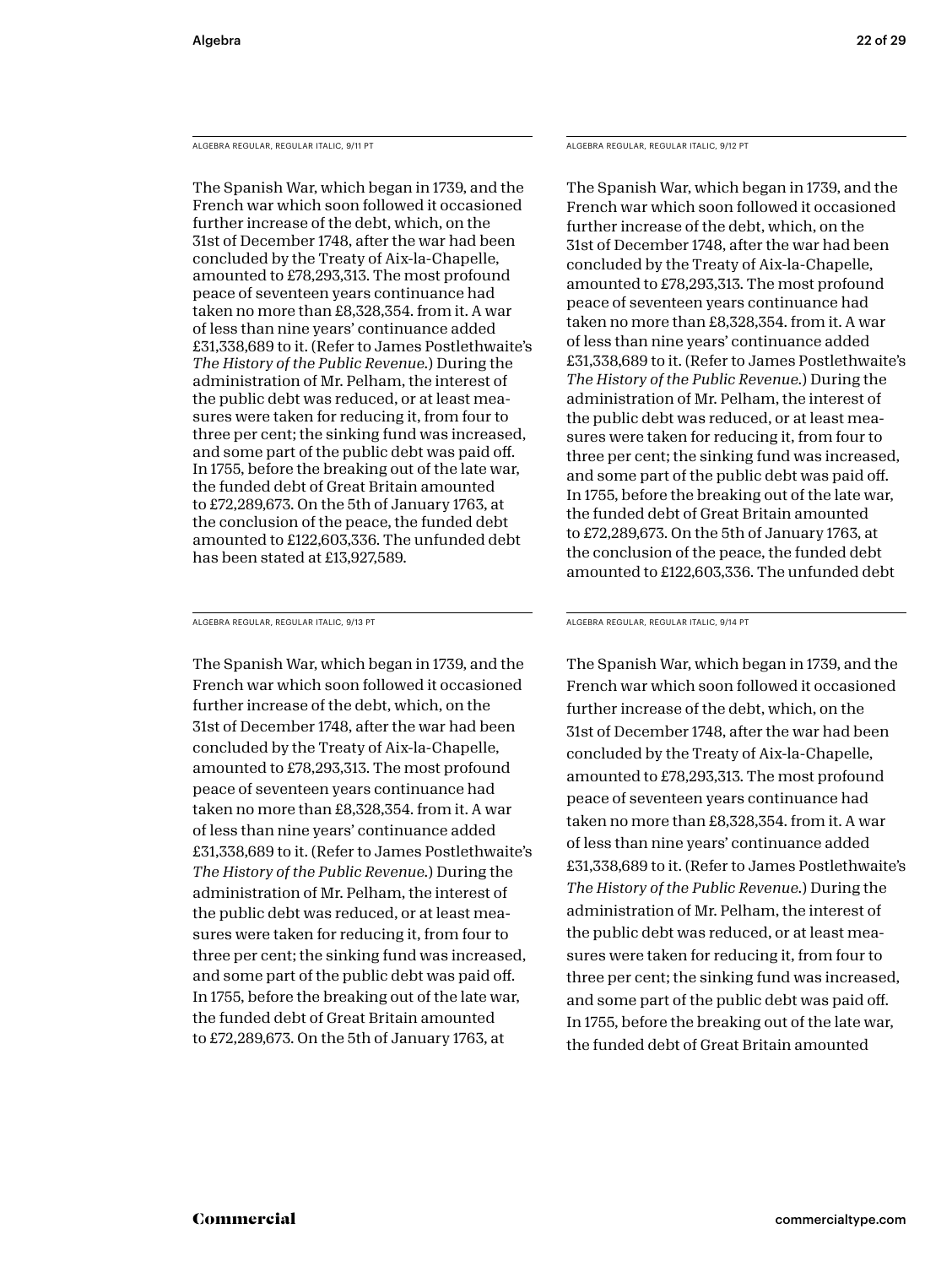ALGEBRA REGULAR, REGULAR ITALIC, 9/11 PT

The Spanish War, which began in 1739, and the French war which soon followed it occasioned further increase of the debt, which, on the 31st of December 1748, after the war had been concluded by the Treaty of Aix-la-Chapelle, amounted to £78,293,313. The most profound peace of seventeen years continuance had taken no more than £8,328,354. from it. A war of less than nine years' continuance added £31,338,689 to it. (Refer to James Postlethwaite's *The History of the Public Revenue.*) During the administration of Mr. Pelham, the interest of the public debt was reduced, or at least measures were taken for reducing it, from four to three per cent; the sinking fund was increased, and some part of the public debt was paid off. In 1755, before the breaking out of the late war, the funded debt of Great Britain amounted to £72,289,673. On the 5th of January 1763, at the conclusion of the peace, the funded debt amounted to £122,603,336. The unfunded debt has been stated at £13,927,589.

ALGEBRA REGULAR, REGULAR ITALIC, 9/12 PT

The Spanish War, which began in 1739, and the French war which soon followed it occasioned further increase of the debt, which, on the 31st of December 1748, after the war had been concluded by the Treaty of Aix-la-Chapelle, amounted to £78,293,313. The most profound peace of seventeen years continuance had taken no more than £8,328,354. from it. A war of less than nine years' continuance added £31,338,689 to it. (Refer to James Postlethwaite's *The History of the Public Revenue.*) During the administration of Mr. Pelham, the interest of the public debt was reduced, or at least measures were taken for reducing it, from four to three per cent; the sinking fund was increased, and some part of the public debt was paid off. In 1755, before the breaking out of the late war, the funded debt of Great Britain amounted to £72,289,673. On the 5th of January 1763, at the conclusion of the peace, the funded debt amounted to £122,603,336. The unfunded debt

ALGEBRA REGULAR, REGULAR ITALIC, 9/13 PT

The Spanish War, which began in 1739, and the French war which soon followed it occasioned further increase of the debt, which, on the 31st of December 1748, after the war had been concluded by the Treaty of Aix-la-Chapelle, amounted to £78,293,313. The most profound peace of seventeen years continuance had taken no more than £8,328,354. from it. A war of less than nine years' continuance added £31,338,689 to it. (Refer to James Postlethwaite's *The History of the Public Revenue.*) During the administration of Mr. Pelham, the interest of the public debt was reduced, or at least measures were taken for reducing it, from four to three per cent; the sinking fund was increased, and some part of the public debt was paid off. In 1755, before the breaking out of the late war, the funded debt of Great Britain amounted to £72,289,673. On the 5th of January 1763, at

ALGEBRA REGULAR, REGULAR ITALIC, 9/14 PT

The Spanish War, which began in 1739, and the French war which soon followed it occasioned further increase of the debt, which, on the 31st of December 1748, after the war had been concluded by the Treaty of Aix-la-Chapelle, amounted to £78,293,313. The most profound peace of seventeen years continuance had taken no more than £8,328,354. from it. A war of less than nine years' continuance added £31,338,689 to it. (Refer to James Postlethwaite's *The History of the Public Revenue.*) During the administration of Mr. Pelham, the interest of the public debt was reduced, or at least measures were taken for reducing it, from four to three per cent; the sinking fund was increased, and some part of the public debt was paid off. In 1755, before the breaking out of the late war, the funded debt of Great Britain amounted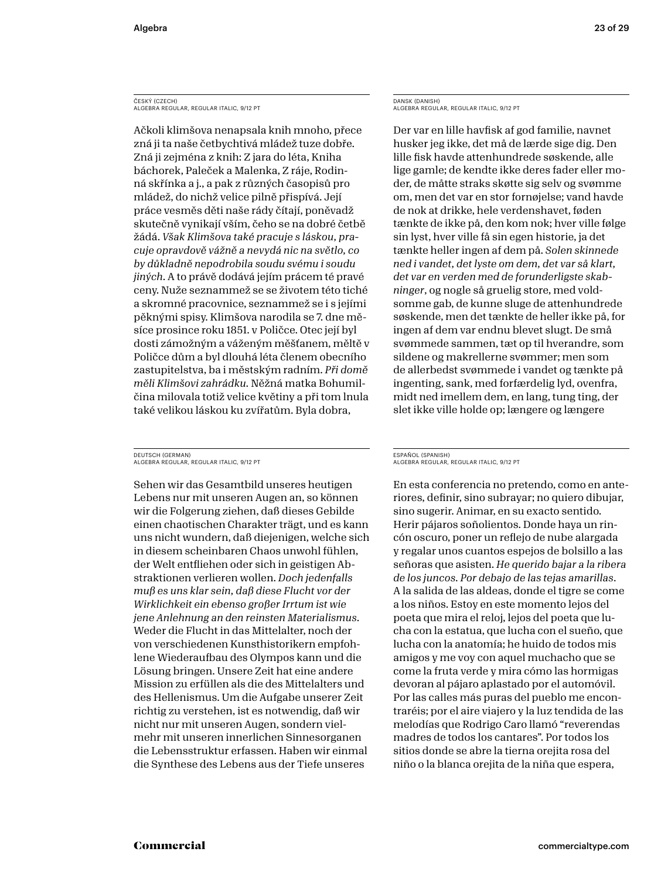ČESKÝ (CZECH)
ALGEBRA REGULAR, REGULAR ITALIC, 9/12 PT

Ačkoli klimšova nenapsala knih mnoho, přece zná ji ta naše četbychtivá mládež tuze dobře. Zná ji zejména z knih: Z jara do léta, Kniha báchorek, Paleček a Malenka, Z ráje, Rodinná skřínka a j., a pak z různých časopisů pro mládež, do nichž velice pilně přispívá. Její práce vesměs děti naše rády čítají, poněvadž skutečně vynikají vším, čeho se na dobré četbě žádá. *Však Klimšova také pracuje s láskou, pracuje opravdově vážně a nevydá nic na světlo, co by důkladně nepodrobila soudu svému i soudu jiných*. A to právě dodává jejím prácem té pravé ceny. Nuže seznammež se se životem této tiché a skromné pracovnice, seznammež se i s jejími pěknými spisy. Klimšova narodila se 7. dne měsíce prosince roku 1851. v Poličce. Otec její byl dosti zámožným a váženým měšťanem, měltě v Poličce dům a byl dlouhá léta členem obecního zastupitelstva, ba i městským radním. *Při domě měli Klimšovi zahrádku*. Něžná matka Bohumilčina milovala totiž velice květiny a při tom lnula také velikou láskou ku zvířatům. Byla dobra,

DANSK (DANISH)
ALGEBRA REGULAR, REGULAR ITALIC, 9/12 PT

Der var en lille havfisk af god familie, navnet husker jeg ikke, det må de lærde sige dig. Den lille fisk havde attenhundrede søskende, alle lige gamle; de kendte ikke deres fader eller moder, de måtte straks skøtte sig selv og svømme om, men det var en stor fornøjelse; vand havde de nok at drikke, hele verdenshavet, føden tænkte de ikke på, den kom nok; hver ville følge sin lyst, hver ville få sin egen historie, ja det tænkte heller ingen af dem på. *Solen skinnede ned i vandet, det lyste om dem, det var så klart, det var en verden med de forunderligste skabninger*, og nogle så gruelig store, med voldsomme gab, de kunne sluge de attenhundrede søskende, men det tænkte de heller ikke på, for ingen af dem var endnu blevet slugt. De små svømmede sammen, tæt op til hverandre, som sildene og makrellerne svømmer; men som de allerbedst svømmede i vandet og tænkte på ingenting, sank, med forfærdelig lyd, ovenfra, midt ned imellem dem, en lang, tung ting, der slet ikke ville holde op; længere og længere

DEUTSCH (GERMAN)
ALGEBRA REGULAR, REGULAR ITALIC, 9/12 PT

Sehen wir das Gesamtbild unseres heutigen Lebens nur mit unseren Augen an, so können wir die Folgerung ziehen, daß dieses Gebilde einen chaotischen Charakter trägt, und es kann uns nicht wundern, daß diejenigen, welche sich in diesem scheinbaren Chaos unwohl fühlen, der Welt entfliehen oder sich in geistigen Abstraktionen verlieren wollen. *Doch jedenfalls muß es uns klar sein, daß diese Flucht vor der Wirklichkeit ein ebenso großer Irrtum ist wie jene Anlehnung an den reinsten Materialismus*. Weder die Flucht in das Mittelalter, noch der von verschiedenen Kunsthistorikern empfohlene Wiederaufbau des Olympos kann und die Lösung bringen. Unsere Zeit hat eine andere Mission zu erfüllen als die des Mittelalters und des Hellenismus. Um die Aufgabe unserer Zeit richtig zu verstehen, ist es notwendig, daß wir nicht nur mit unseren Augen, sondern vielmehr mit unseren innerlichen Sinnesorganen die Lebensstruktur erfassen. Haben wir einmal die Synthese des Lebens aus der Tiefe unseres

ESPAÑOL (SPANISH)
ALGEBRA REGULAR, REGULAR ITALIC, 9/12 PT

En esta conferencia no pretendo, como en anteriores, definir, sino subrayar; no quiero dibujar, sino sugerir. Animar, en su exacto sentido. Herir pájaros soñolientos. Donde haya un rincón oscuro, poner un reflejo de nube alargada y regalar unos cuantos espejos de bolsillo a las señoras que asisten. *He querido bajar a la ribera de los juncos*. *Por debajo de las tejas amarillas*. A la salida de las aldeas, donde el tigre se come a los niños. Estoy en este momento lejos del poeta que mira el reloj, lejos del poeta que lucha con la estatua, que lucha con el sueño, que lucha con la anatomía; he huido de todos mis amigos y me voy con aquel muchacho que se come la fruta verde y mira cómo las hormigas devoran al pájaro aplastado por el automóvil. Por las calles más puras del pueblo me encontraréis; por el aire viajero y la luz tendida de las melodías que Rodrigo Caro llamó "reverendas madres de todos los cantares". Por todos los sitios donde se abre la tierna orejita rosa del niño o la blanca orejita de la niña que espera,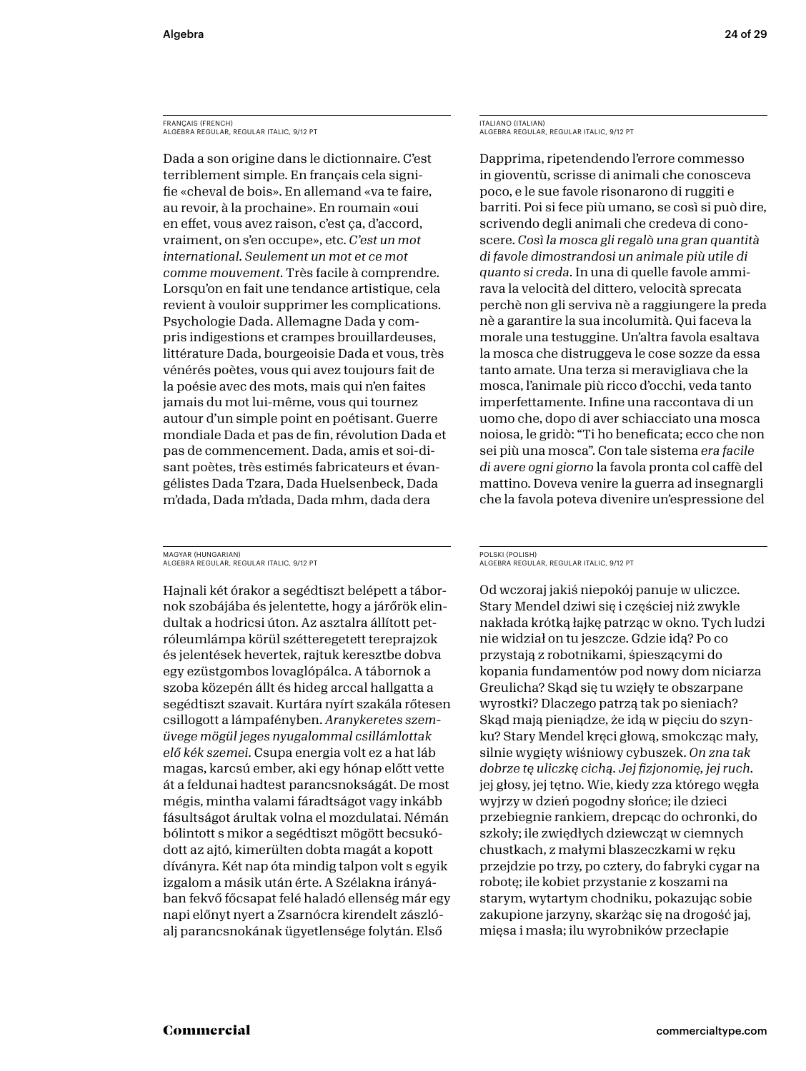FRANÇAIS (FRENCH)
ALGEBRA REGULAR, REGULAR ITALIC, 9/12 PT

Dada a son origine dans le dictionnaire. C'est terriblement simple. En français cela signifie «cheval de bois». En allemand «va te faire, au revoir, à la prochaine». En roumain «oui en effet, vous avez raison, c'est ça, d'accord, vraiment, on s'en occupe», etc. *C'est un mot international. Seulement un mot et ce mot comme mouvement.* Très facile à comprendre. Lorsqu'on en fait une tendance artistique, cela revient à vouloir supprimer les complications. Psychologie Dada. Allemagne Dada y compris indigestions et crampes brouillardeuses, littérature Dada, bourgeoisie Dada et vous, très vénérés poètes, vous qui avez toujours fait de la poésie avec des mots, mais qui n'en faites jamais du mot lui-même, vous qui tournez autour d'un simple point en poétisant. Guerre mondiale Dada et pas de fin, révolution Dada et pas de commencement. Dada, amis et soi-disant poètes, très estimés fabricateurs et évangélistes Dada Tzara, Dada Huelsenbeck, Dada m'dada, Dada m'dada, Dada mhm, dada dera

ITALIANO (ITALIAN)
ALGEBRA REGULAR, REGULAR ITALIC, 9/12 PT

Dapprima, ripetendendo l'errore commesso in gioventù, scrisse di animali che conosceva poco, e le sue favole risonarono di ruggiti e barriti. Poi si fece più umano, se così si può dire, scrivendo degli animali che credeva di conoscere. *Così la mosca gli regalò una gran quantità di favole dimostrandosi un animale più utile di quanto si creda.* In una di quelle favole ammirava la velocità del dittero, velocità sprecata perchè non gli serviva nè a raggiungere la preda nè a garantire la sua incolumità. Qui faceva la morale una testuggine. Un'altra favola esaltava la mosca che distruggeva le cose sozze da essa tanto amate. Una terza si meravigliava che la mosca, l'animale più ricco d'occhi, veda tanto imperfettamente. Infine una raccontava di un uomo che, dopo di aver schiacciato una mosca noiosa, le gridò: "Ti ho beneficata; ecco che non sei più una mosca". Con tale sistema *era facile di avere ogni giorno* la favola pronta col caffè del mattino. Doveva venire la guerra ad insegnargli che la favola poteva divenire un'espressione del

MAGYAR (HUNGARIAN)
ALGEBRA REGULAR, REGULAR ITALIC, 9/12 PT

Hajnali két órakor a segédtiszt belépett a tábornok szobájába és jelentette, hogy a járőrök elindultak a hodricsi úton. Az asztalra állított petróleumlámpa körül szétteregetett tereprajzok és jelentések hevertek, rajtuk keresztbe dobva egy ezüstgombos lovaglópálca. A tábornok a szoba közepén állt és hideg arccal hallgatta a segédtiszt szavait. Kurtára nyírt szakála rőtesen csillogott a lámpafényben. *Aranykeretes szemüvege mögül jeges nyugalommal csillámlottak elő kék szemei.* Csupa energia volt ez a hat láb magas, karcsú ember, aki egy hónap előtt vette át a feldunai hadtest parancsnokságát. De most mégis, mintha valami fáradtságot vagy inkább fásultságot árultak volna el mozdulatai. Némán bólintott s mikor a segédtiszt mögött becsukódott az ajtó, kimerülten dobta magát a kopott díványra. Két nap óta mindig talpon volt s egyik izgalom a másik után érte. A Szélakna irányában fekvő főcsapat felé haladó ellenség már egy napi előnyt nyert a Zsarnócra kirendelt zászlóalj parancsnokának ügyetlensége folytán. Első

POLSKI (POLISH)
ALGEBRA REGULAR, REGULAR ITALIC, 9/12 PT

Od wczoraj jakiś niepokój panuje w uliczce. Stary Mendel dziwi się i częściej niż zwykle nakłada krótką łajkę patrząc w okno. Tych ludzi nie widział on tu jeszcze. Gdzie idą? Po co przystają z robotnikami, śpieszącymi do kopania fundamentów pod nowy dom niciarza Greulicha? Skąd się tu wzięły te obszarpane wyrostki? Dlaczego patrzą tak po sieniach? Skąd mają pieniądze, że idą w pięciu do szynku? Stary Mendel kręci głową, smokcząc mały, silnie wygięty wiśniowy cybuszek. *On zna tak dobrze tę uliczkę cichą. Jej fizjonomię, jej ruch.* jej głosy, jej tętno. Wie, kiedy zza którego węgła wyjrzy w dzień pogodny słońce; ile dzieci przebiegnie rankiem, drepcąc do ochronki, do szkoły; ile zwiędłych dziewcząt w ciemnych chustkach, z małymi blaszeczkami w ręku przejdzie po trzy, po cztery, do fabryki cygar na robotę; ile kobiet przystanie z koszami na starym, wytartym chodniku, pokazując sobie zakupione jarzyny, skarżąc się na drogość jaj, mięsa i masła; ilu wyrobników przecłapie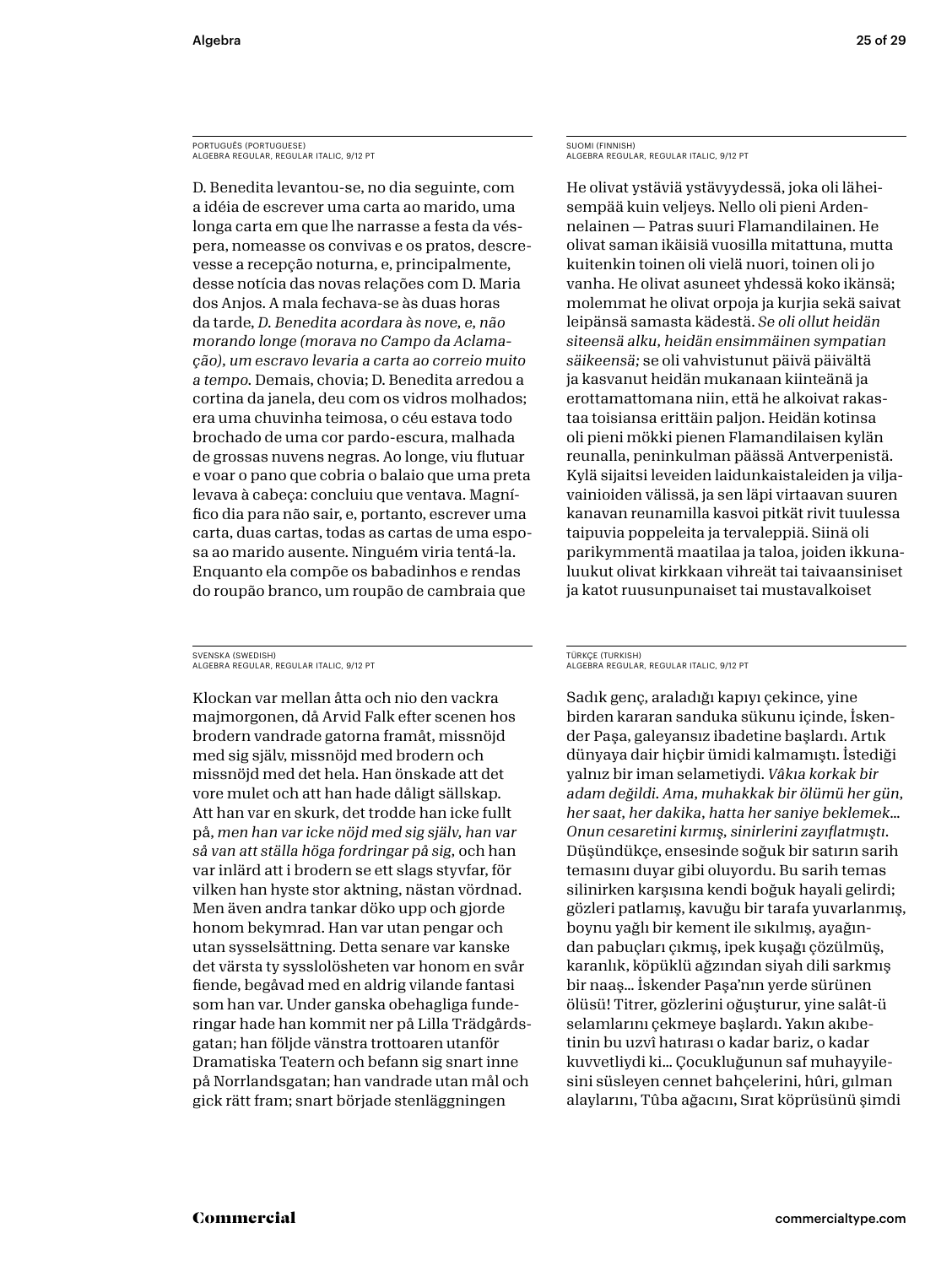PORTUGUÊS (PORTUGUESE)
ALGEBRA REGULAR, REGULAR ITALIC, 9/12 PT

D. Benedita levantou-se, no dia seguinte, com a idéia de escrever uma carta ao marido, uma longa carta em que lhe narrasse a festa da véspera, nomeasse os convivas e os pratos, descrevesse a recepção noturna, e, principalmente, desse notícia das novas relações com D. Maria dos Anjos. A mala fechava-se às duas horas da tarde, *D. Benedita acordara às nove, e, não morando longe (morava no Campo da Aclamação), um escravo levaria a carta ao correio muito a tempo.* Demais, chovia; D. Benedita arredou a cortina da janela, deu com os vidros molhados; era uma chuvinha teimosa, o céu estava todo brochado de uma cor pardo-escura, malhada de grossas nuvens negras. Ao longe, viu flutuar e voar o pano que cobria o balaio que uma preta levava à cabeça: concluiu que ventava. Magnífico dia para não sair, e, portanto, escrever uma carta, duas cartas, todas as cartas de uma esposa ao marido ausente. Ninguém viria tentá-la. Enquanto ela compõe os babadinhos e rendas do roupão branco, um roupão de cambraia que

SUOMI (FINNISH)
ALGEBRA REGULAR, REGULAR ITALIC, 9/12 PT

He olivat ystäviä ystävyydessä, joka oli läheisempää kuin veljeys. Nello oli pieni Ardennelainen — Patras suuri Flamandilainen. He olivat saman ikäisiä vuosilla mitattuna, mutta kuitenkin toinen oli vielä nuori, toinen oli jo vanha. He olivat asuneet yhdessä koko ikänsä; molemmat he olivat orpoja ja kurjia sekä saivat leipänsä samasta kädestä. *Se oli ollut heidän siteensä alku, heidän ensimmäinen sympatian säikeensä;* se oli vahvistunut päivä päivältä ja kasvanut heidän mukanaan kiinteänä ja erottamattomana niin, että he alkoivat rakastaa toisiansa erittäin paljon. Heidän kotinsa oli pieni mökki pienen Flamandilaisen kylän reunalla, peninkulman päässä Antverpenistä. Kylä sijaitsi leveiden laidunkaistaleiden ja viljavainioiden välissä, ja sen läpi virtaavan suuren kanavan reunamilla kasvoi pitkät rivit tuulessa taipuvia poppeleita ja tervaleppiä. Siinä oli parikymmentä maatilaa ja taloa, joiden ikkunaluukut olivat kirkkaan vihreät tai taivaansiniset ja katot ruusunpunaiset tai mustavalkoiset

SVENSKA (SWEDISH)
ALGEBRA REGULAR, REGULAR ITALIC, 9/12 PT

Klockan var mellan åtta och nio den vackra majmorgonen, då Arvid Falk efter scenen hos brodern vandrade gatorna framåt, missnöjd med sig själv, missnöjd med brodern och missnöjd med det hela. Han önskade att det vore mulet och att han hade dåligt sällskap. Att han var en skurk, det trodde han icke fullt på, *men han var icke nöjd med sig själv, han var så van att ställa höga fordringar på sig,* och han var inlärd att i brodern se ett slags styvfar, för vilken han hyste stor aktning, nästan vördnad. Men även andra tankar döko upp och gjorde honom bekymrad. Han var utan pengar och utan sysselsättning. Detta senare var kanske det värsta ty sysslolösheten var honom en svår fiende, begåvad med en aldrig vilande fantasi som han var. Under ganska obehagliga funderingar hade han kommit ner på Lilla Trädgårdsgatan; han följde vänstra trottoaren utanför Dramatiska Teatern och befann sig snart inne på Norrlandsgatan; han vandrade utan mål och gick rätt fram; snart började stenläggningen

TÜRKÇE (TURKISH)
ALGEBRA REGULAR, REGULAR ITALIC, 9/12 PT

Sadık genç, araladığı kapıyı çekince, yine birden kararan sanduka sükunu içinde, İskender Paşa, galeyansız ibadetine başlardı. Artık dünyaya dair hiçbir ümidi kalmamıştı. İstediği yalnız bir iman selametiydi. *Vâkıa korkak bir adam değildi. Ama, muhakkak bir ölümü her gün, her saat, her dakika, hatta her saniye beklemek… Onun cesaretini kırmış, sinirlerini zayıflatmıştı.* Düşündükçe, ensesinde soğuk bir satırın sarih temasını duyar gibi oluyordu. Bu sarih temas silinirken karşısına kendi boğuk hayali gelirdi; gözleri patlamış, kavuğu bir tarafa yuvarlanmış, boynu yağlı bir kement ile sıkılmış, ayağından pabuçları çıkmış, ipek kuşağı çözülmüş, karanlık, köpüklü ağzından siyah dili sarkmış bir naaş… İskender Paşa'nın yerde sürünen ölüsü! Titrer, gözlerini oğuşturur, yine salât-ü selamlarını çekmeye başlardı. Yakın akıbetinin bu uzvî hatırası o kadar bariz, o kadar kuvvetliydi ki… Çocukluğunun saf muhayyilesini süsleyen cennet bahçelerini, hûri, gılman alaylarını, Tûba ağacını, Sırat köprüsünü şimdi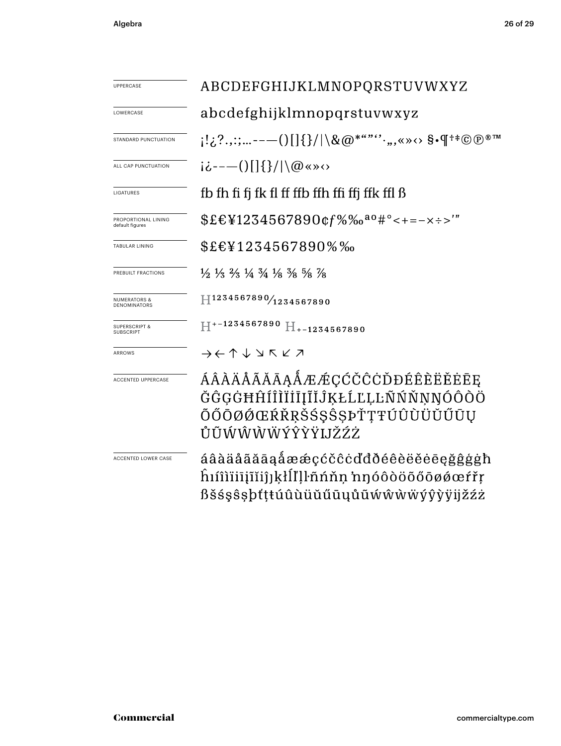| | |
|---|---|
| UPPERCASE | ABCDEFGHIJKLMNOPQRSTUVWXYZ |
| LOWERCASE | abcdefghijklmnopqrstuvwxyz |
| STANDARD PUNCTUATION | ¡!¿?.,:;…‐–—()[]{}/\|\&@*“”‘’·‚„«»‹› §•¶†‡©℗®™ |
| ALL CAP PUNCTUATION | ¡¿‐–—()[]{}/\|\@«»‹› |
| LIGATURES | fb fh fi fj fk fl ff ffb ffh ffi ffj ffk ffl ß |
| PROPORTIONAL LINING default figures | $£€¥1234567890¢ƒ%‰ªº#°<+=−×÷>′″ |
| TABULAR LINING | $£€¥1234567890%‰ |
| PREBUILT FRACTIONS | ½ ⅓ ⅔ ¼ ¾ ⅛ ⅜ ⅝ ⅞ |
| NUMERATORS & DENOMINATORS | H1234567890⁄1234567890 |
| SUPERSCRIPT & SUBSCRIPT | H+−1234567890 H+−1234567890 |
| ARROWS | →←↑↓↘↖↙↗ |
| ACCENTED UPPERCASE | ÁÂÀÄÅÃĂĀĄǺÆǼÇĆČĈĊĎĐÉÊÈËĚĖĒĘĞĜĢĠĦĤÍÎÌÏİĪĮĨĬĴĶŁĹĽĻĿÑŃŇŅŊÓÔÒÖÕŐŌØǾŒŔŘŖŠŚŞŜȘÞŤŢŦÚÛÙÜŬŰŪŲŮŨẂŴẀẄÝŶỲŸĲŽŹŻ |
| ACCENTED LOWER CASE | áâàäåãăāąǻæǽçćčĉċďđðéêèëěėēęğĝģġħĥıíîìïiīįĩĭĵȷķłĺľļŀñńňņŉŋóôòöõőōøǿœŕřŗßšśşŝșþťţŧúûùüŭűūųůũẃŵẁẅýŷỳÿĳžźż |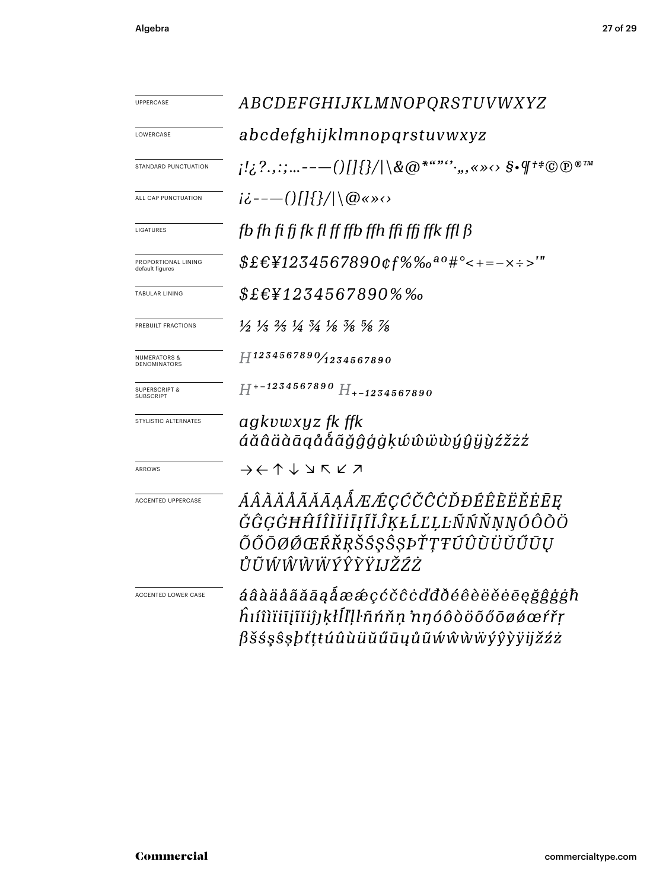| | |
|---|---|
| UPPERCASE | *ABCDEFGHIJKLMNOPQRSTUVWXYZ* |
| LOWERCASE | *abcdefghijklmnopqrstuvwxyz* |
| STANDARD PUNCTUATION | *¡!¿?.,:;…-–—()[]{}/\|\&@*""''·„‚«»‹› §•¶†‡©℗®™* |
| ALL CAP PUNCTUATION | *¡¿-–—()[]{}/\|\@«»‹›* |
| LIGATURES | *fb fh fi fj fk fl ff ffb ffh ffi ffj ffk ffl ß* |
| PROPORTIONAL LINING default figures | *$£€¥1234567890¢ƒ%‰ªº#°<+=−×÷>'"* |
| TABULAR LINING | *$£€¥1234567890%‰* |
| PREBUILT FRACTIONS | *½ ⅓ ⅔ ¼ ¾ ⅛ ⅜ ⅝ ⅞* |
| NUMERATORS & DENOMINATORS | *H¹²³⁴⁵⁶⁷⁸⁹⁰⁄₁₂₃₄₅₆₇₈₉₀* |
| SUPERSCRIPT & SUBSCRIPT | *H⁺⁻¹²³⁴⁵⁶⁷⁸⁹⁰ H₊₋₁₂₃₄₅₆₇₈₉₀* |
| STYLISTIC ALTERNATES | *agkvwxyz fk ffk áăâäàāąåǻãğĝģġķẃŵẅẁýŷÿỳźžżż* |
| ARROWS | → ← ↑ ↓ ↘ ↖ ↙ ↗ |
| ACCENTED UPPERCASE | *ÁÂÀÄÅÃĂĀĄǺÆǼÇĆČĈĊĎĐÉÊÈËĚĖĒĘĞĜĢĠĦĤÍÎÌÏİĪĮĨĬĴĶŁĹĽĻĿÑŃŇŅŊÓÔÒÖÕŐŌØǾŒŔŘŖŠŚŞŜȘÞŤŢŦÚÛÙÜŬŰŪŲŮŨẂŴẀẄÝŶỲŸĲŽŹŻ* |
| ACCENTED LOWER CASE | *áâàäåãăāąǻæǽçćčĉċďđðéêèëěėēęğĝģġħĥıíîìïīįĩĭȷĵķłĺľļŀñńňņŉŋóôòöõőōøǿœŕřŗßšśşŝșþťţŧúûùüŭűūųůũẃŵẁẅýŷỳÿĳžźż* |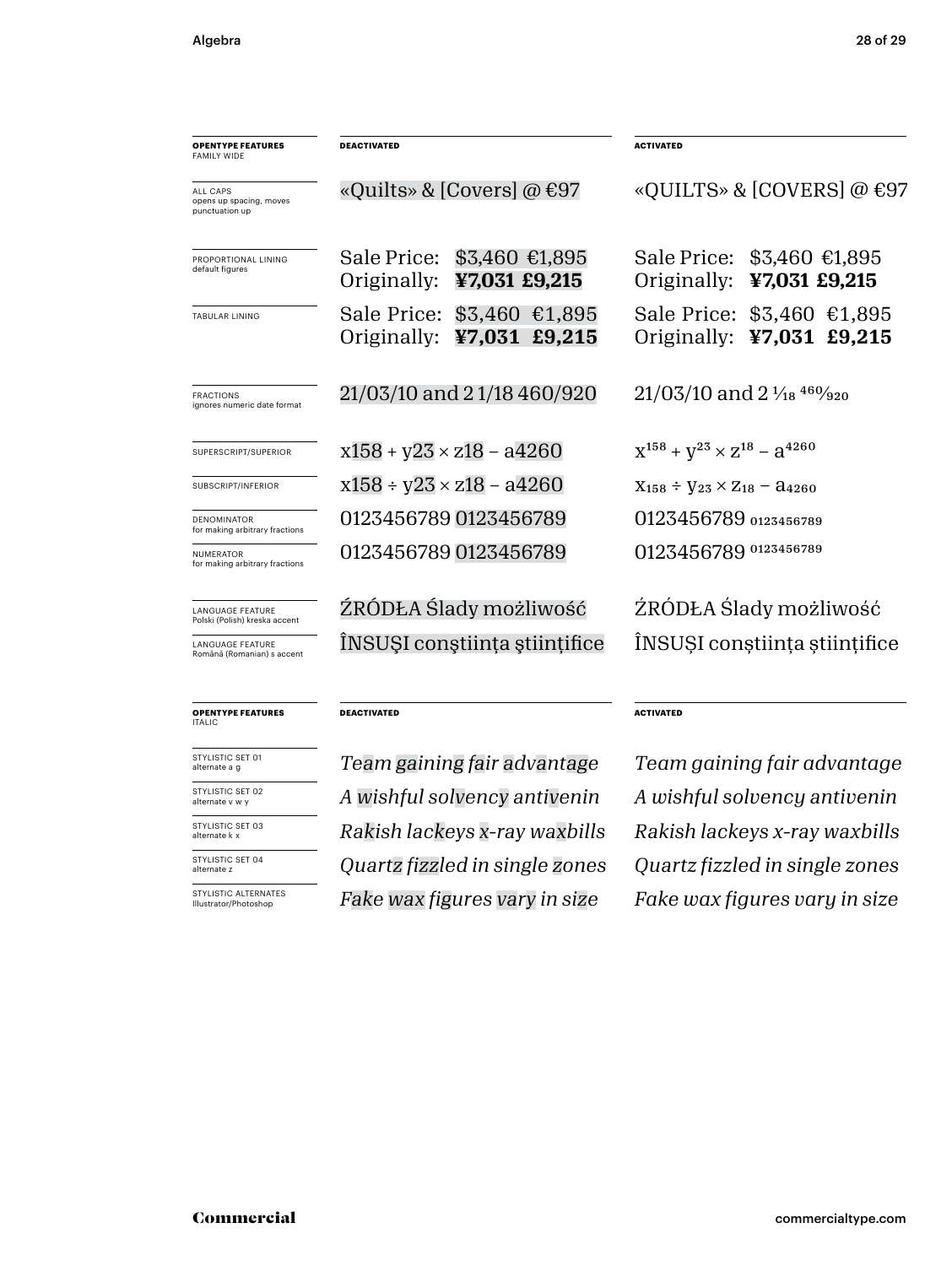| OPENTYPE FEATURES FAMILY WIDE | DEACTIVATED | ACTIVATED |
|---|---|---|
| ALL CAPS opens up spacing, moves punctuation up | «Quilts» & [Covers] @ €97 | «QUILTS» & [COVERS] @ €97 |
| PROPORTIONAL LINING default figures | Sale Price: $3,460 €1,895 Originally: **¥7,031 £9,215** | Sale Price: $3,460 €1,895 Originally: **¥7,031 £9,215** |
| TABULAR LINING | Sale Price: $3,460 €1,895 Originally: **¥7,031 £9,215** | Sale Price: $3,460 €1,895 Originally: **¥7,031 £9,215** |
| FRACTIONS ignores numeric date format | 21/03/10 and 2 1/18 460/920 | 21/03/10 and 2 ⅟18 460⁄920 |
| SUPERSCRIPT/SUPERIOR | x158 + y23 × z18 − a4260 | $x^{158} + y^{23} \times z^{18} - a^{4260}$ |
| SUBSCRIPT/INFERIOR | x158 ÷ y23 × z18 − a4260 | $x_{158} \div y_{23} \times z_{18} - a_{4260}$ |
| DENOMINATOR for making arbitrary fractions | 0123456789 0123456789 | 0123456789 $_{0123456789}$ |
| NUMERATOR for making arbitrary fractions | 0123456789 0123456789 | 0123456789 $^{0123456789}$ |
| LANGUAGE FEATURE Polski (Polish) kreska accent | ŹRÓDŁA Ślady możliwość | ŹRÓDŁA Ślady możliwość |
| LANGUAGE FEATURE Română (Romanian) s accent | ÎNSUŞI conştiinţa ştiinţifice | ÎNSUȘI conștiința științifice |

| OPENTYPE FEATURES ITALIC | DEACTIVATED | ACTIVATED |
|---|---|---|
| STYLISTIC SET 01 alternate a g | *Team gaining fair advantage* | *Team gaining fair advantage* |
| STYLISTIC SET 02 alternate v w y | *A wishful solvency antivenin* | *A wishful solvency antivenin* |
| STYLISTIC SET 03 alternate k x | *Rakish lackeys x-ray waxbills* | *Rakish lackeys x-ray waxbills* |
| STYLISTIC SET 04 alternate z | *Quartz fizzled in single zones* | *Quartz fizzled in single zones* |
| STYLISTIC ALTERNATES Illustrator/Photoshop | *Fake wax figures vary in size* | *Fake wax figures vary in size* |

Commercial

commercialtype.com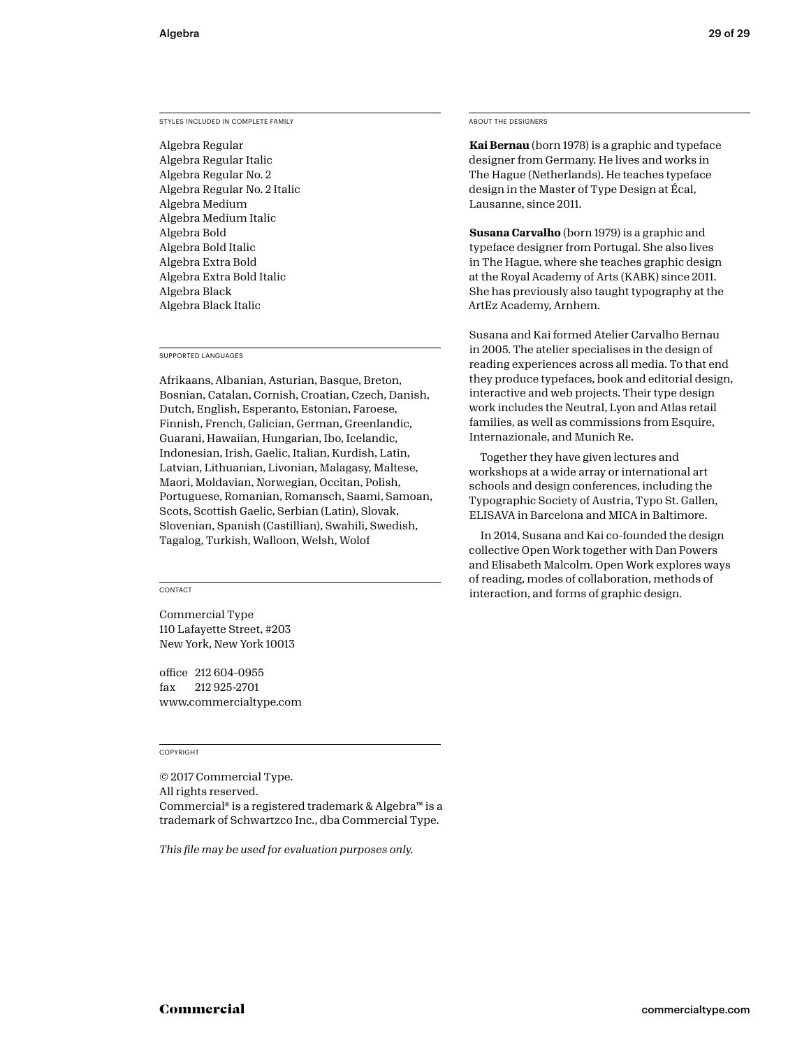STYLES INCLUDED IN COMPLETE FAMILY

Algebra Regular
Algebra Regular Italic
Algebra Regular No. 2
Algebra Regular No. 2 Italic
Algebra Medium
Algebra Medium Italic
Algebra Bold
Algebra Bold Italic
Algebra Extra Bold
Algebra Extra Bold Italic
Algebra Black
Algebra Black Italic

SUPPORTED LANGUAGES

Afrikaans, Albanian, Asturian, Basque, Breton, Bosnian, Catalan, Cornish, Croatian, Czech, Danish, Dutch, English, Esperanto, Estonian, Faroese, Finnish, French, Galician, German, Greenlandic, Guarani, Hawaiian, Hungarian, Ibo, Icelandic, Indonesian, Irish, Gaelic, Italian, Kurdish, Latin, Latvian, Lithuanian, Livonian, Malagasy, Maltese, Maori, Moldavian, Norwegian, Occitan, Polish, Portuguese, Romanian, Romansch, Saami, Samoan, Scots, Scottish Gaelic, Serbian (Latin), Slovak, Slovenian, Spanish (Castillian), Swahili, Swedish, Tagalog, Turkish, Walloon, Welsh, Wolof

CONTACT

Commercial Type
110 Lafayette Street, #203
New York, New York 10013

office 212 604-0955
fax 212 925-2701
www.commercialtype.com

COPYRIGHT

© 2017 Commercial Type.
All rights reserved.
Commercial® is a registered trademark & Algebra™ is a trademark of Schwartzco Inc., dba Commercial Type.

*This file may be used for evaluation purposes only.*

ABOUT THE DESIGNERS

**Kai Bernau** (born 1978) is a graphic and typeface designer from Germany. He lives and works in The Hague (Netherlands). He teaches typeface design in the Master of Type Design at Écal, Lausanne, since 2011.

**Susana Carvalho** (born 1979) is a graphic and typeface designer from Portugal. She also lives in The Hague, where she teaches graphic design at the Royal Academy of Arts (KABK) since 2011. She has previously also taught typography at the ArtEz Academy, Arnhem.

Susana and Kai formed Atelier Carvalho Bernau in 2005. The atelier specialises in the design of reading experiences across all media. To that end they produce typefaces, book and editorial design, interactive and web projects. Their type design work includes the Neutral, Lyon and Atlas retail families, as well as commissions from Esquire, Internazionale, and Munich Re.

Together they have given lectures and workshops at a wide array or international art schools and design conferences, including the Typographic Society of Austria, Typo St. Gallen, ELISAVA in Barcelona and MICA in Baltimore.

In 2014, Susana and Kai co-founded the design collective Open Work together with Dan Powers and Elisabeth Malcolm. Open Work explores ways of reading, modes of collaboration, methods of interaction, and forms of graphic design.